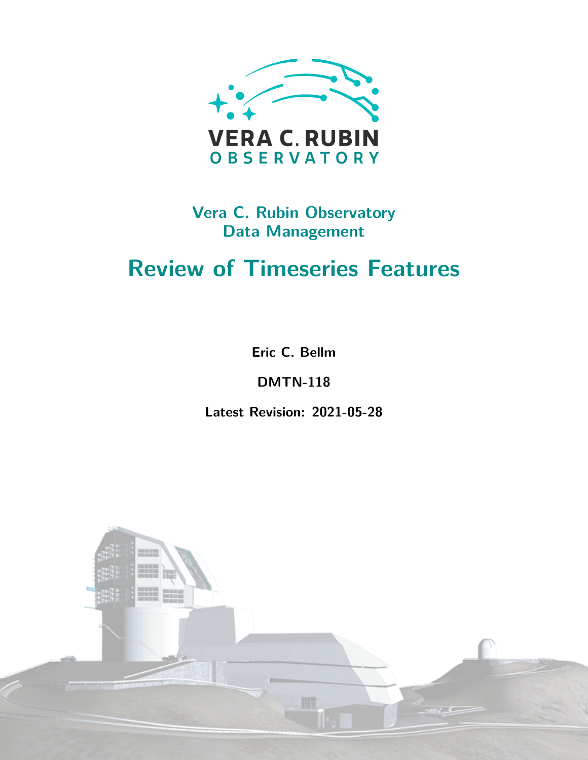VERA C. RUBIN
OBSERVATORY

Vera C. Rubin Observatory
Data Management

# Review of Timeseries Features

**Eric C. Bellm**

**DMTN-118**

**Latest Revision: 2021-05-28**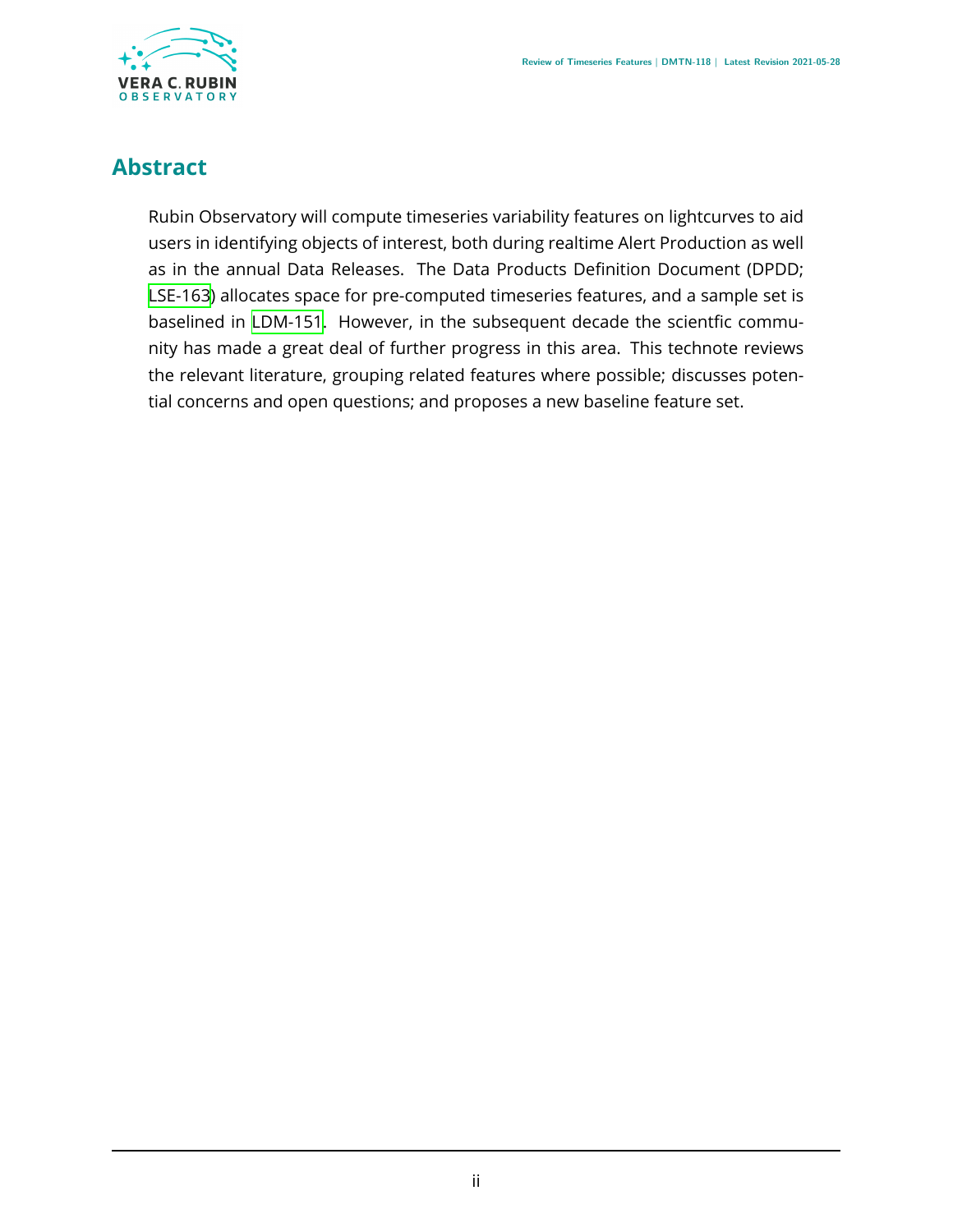# Abstract

Rubin Observatory will compute timeseries variability features on lightcurves to aid users in identifying objects of interest, both during realtime Alert Production as well as in the annual Data Releases. The Data Products Definition Document (DPDD; LSE-163) allocates space for pre-computed timeseries features, and a sample set is baselined in LDM-151. However, in the subsequent decade the scientfic community has made a great deal of further progress in this area. This technote reviews the relevant literature, grouping related features where possible; discusses potential concerns and open questions; and proposes a new baseline feature set.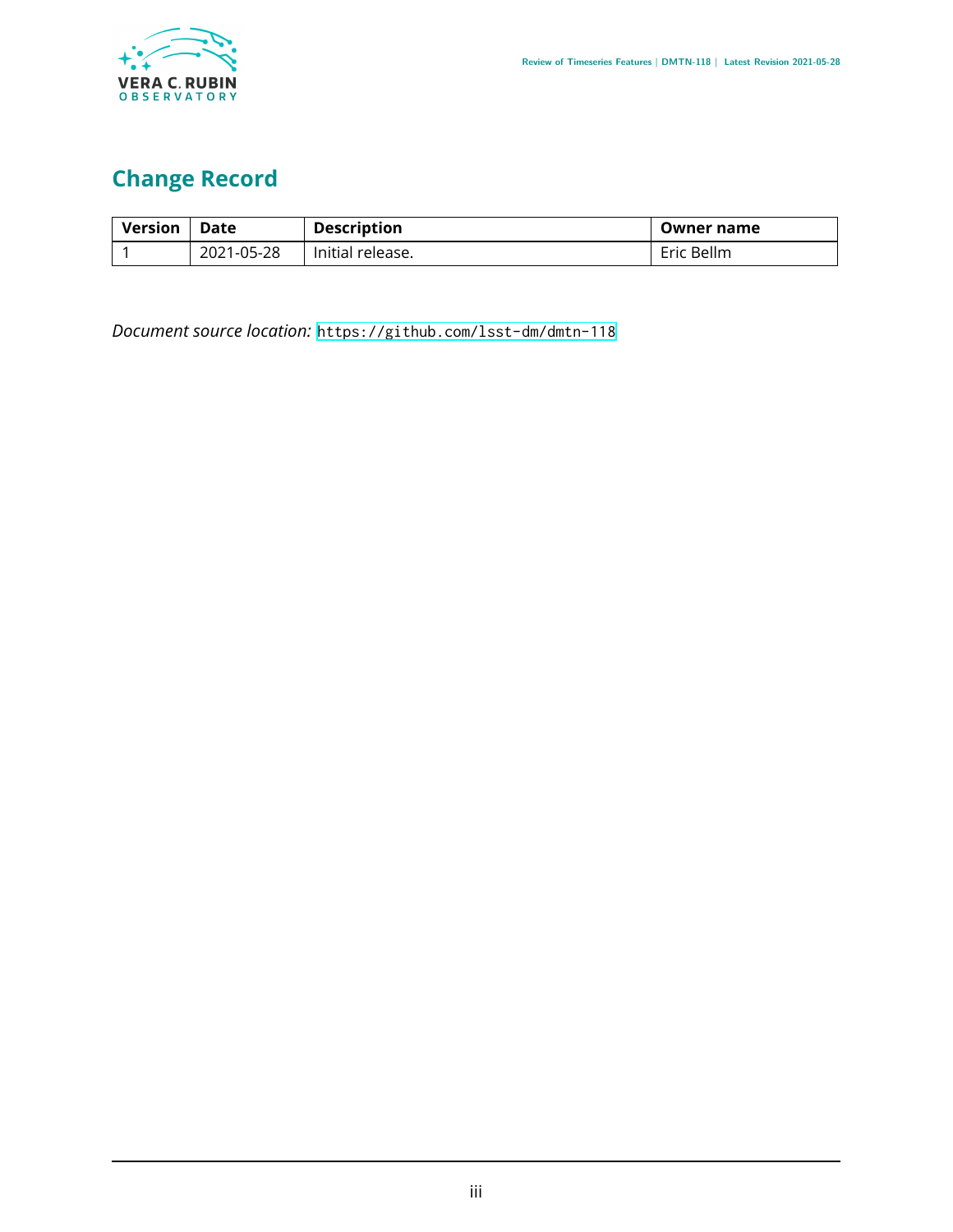# Change Record

| Version | Date | Description | Owner name |
|---|---|---|---|
| 1 | 2021-05-28 | Initial release. | Eric Bellm |

*Document source location:* https://github.com/lsst-dm/dmtn-118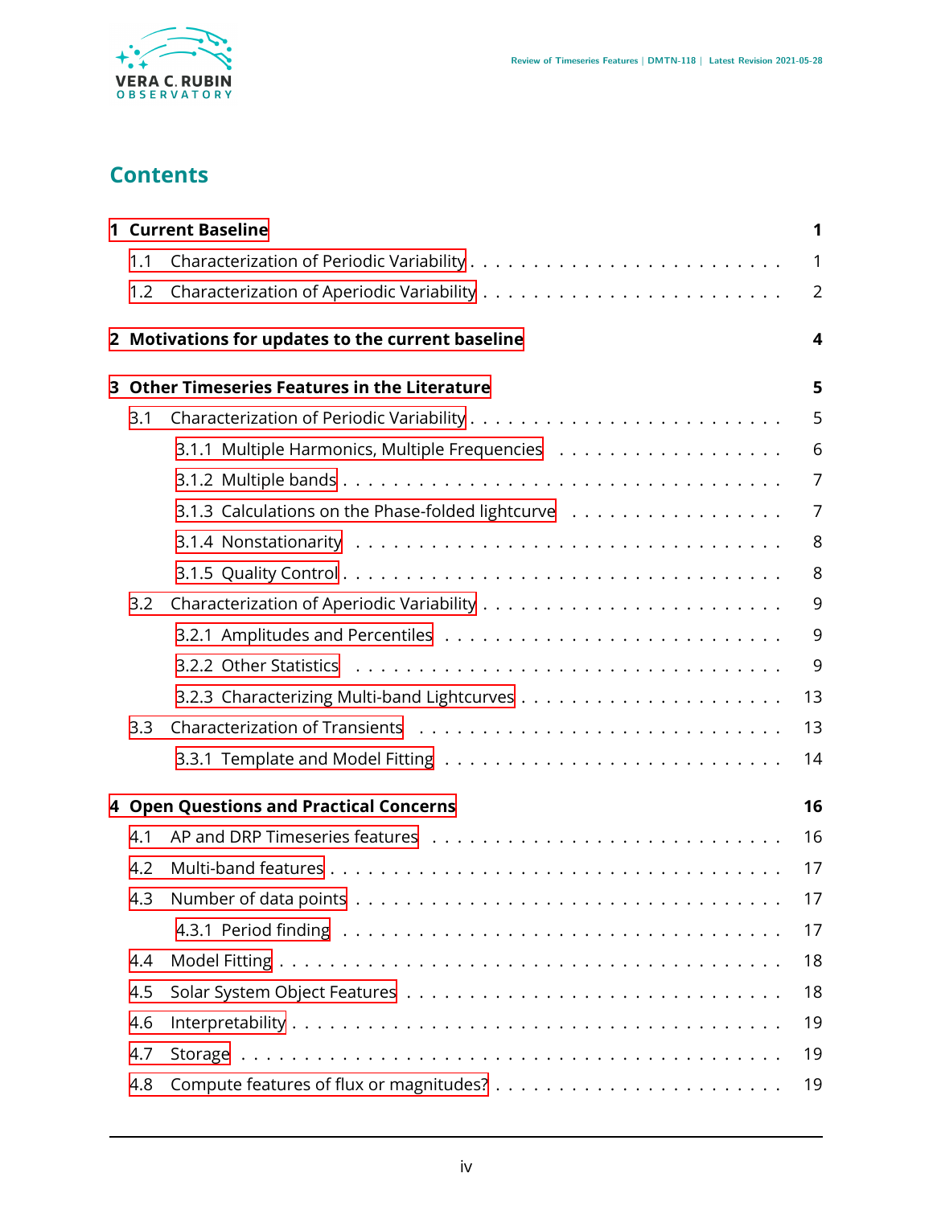# Contents

**1 Current Baseline** **1**

- 1.1 Characterization of Periodic Variability . . . . . . . . . . . . . . . . . . . . . . . . . 1
- 1.2 Characterization of Aperiodic Variability . . . . . . . . . . . . . . . . . . . . . . . . 2

**2 Motivations for updates to the current baseline** **4**

**3 Other Timeseries Features in the Literature** **5**

- 3.1 Characterization of Periodic Variability . . . . . . . . . . . . . . . . . . . . . . . . . 5
  - 3.1.1 Multiple Harmonics, Multiple Frequencies . . . . . . . . . . . . . . . . . . 6
  - 3.1.2 Multiple bands . . . . . . . . . . . . . . . . . . . . . . . . . . . . . . . . . . . . 7
  - 3.1.3 Calculations on the Phase-folded lightcurve . . . . . . . . . . . . . . . . . 7
  - 3.1.4 Nonstationarity . . . . . . . . . . . . . . . . . . . . . . . . . . . . . . . . . . 8
  - 3.1.5 Quality Control . . . . . . . . . . . . . . . . . . . . . . . . . . . . . . . . . . 8
- 3.2 Characterization of Aperiodic Variability . . . . . . . . . . . . . . . . . . . . . . . . 9
  - 3.2.1 Amplitudes and Percentiles . . . . . . . . . . . . . . . . . . . . . . . . . . . 9
  - 3.2.2 Other Statistics . . . . . . . . . . . . . . . . . . . . . . . . . . . . . . . . . . 9
  - 3.2.3 Characterizing Multi-band Lightcurves . . . . . . . . . . . . . . . . . . . . 13
- 3.3 Characterization of Transients . . . . . . . . . . . . . . . . . . . . . . . . . . . . . . 13
  - 3.3.1 Template and Model Fitting . . . . . . . . . . . . . . . . . . . . . . . . . . . 14

**4 Open Questions and Practical Concerns** **16**

- 4.1 AP and DRP Timeseries features . . . . . . . . . . . . . . . . . . . . . . . . . . . . 16
- 4.2 Multi-band features . . . . . . . . . . . . . . . . . . . . . . . . . . . . . . . . . . . . 17
- 4.3 Number of data points . . . . . . . . . . . . . . . . . . . . . . . . . . . . . . . . . . 17
  - 4.3.1 Period finding . . . . . . . . . . . . . . . . . . . . . . . . . . . . . . . . . . . 17
- 4.4 Model Fitting . . . . . . . . . . . . . . . . . . . . . . . . . . . . . . . . . . . . . . . . 18
- 4.5 Solar System Object Features . . . . . . . . . . . . . . . . . . . . . . . . . . . . . . 18
- 4.6 Interpretability . . . . . . . . . . . . . . . . . . . . . . . . . . . . . . . . . . . . . . . 19
- 4.7 Storage . . . . . . . . . . . . . . . . . . . . . . . . . . . . . . . . . . . . . . . . . . . 19
- 4.8 Compute features of flux or magnitudes? . . . . . . . . . . . . . . . . . . . . . . . . 19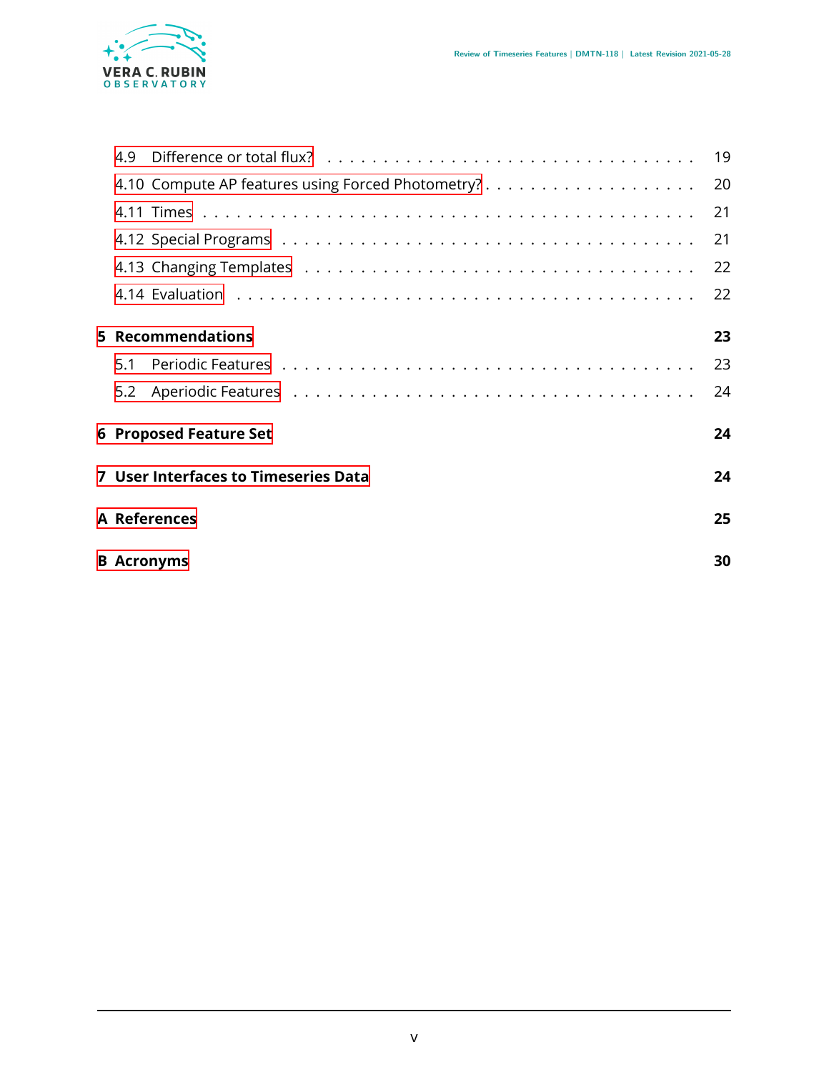- 4.9 Difference or total flux? . . . . . . . . . . 19
- 4.10 Compute AP features using Forced Photometry? . . . . . . . . . . 20
- 4.11 Times . . . . . . . . . . 21
- 4.12 Special Programs . . . . . . . . . . 21
- 4.13 Changing Templates . . . . . . . . . . 22
- 4.14 Evaluation . . . . . . . . . . 22

**5 Recommendations** **23**

- 5.1 Periodic Features . . . . . . . . . . 23
- 5.2 Aperiodic Features . . . . . . . . . . 24

**6 Proposed Feature Set** **24**

**7 User Interfaces to Timeseries Data** **24**

**A References** **25**

**B Acronyms** **30**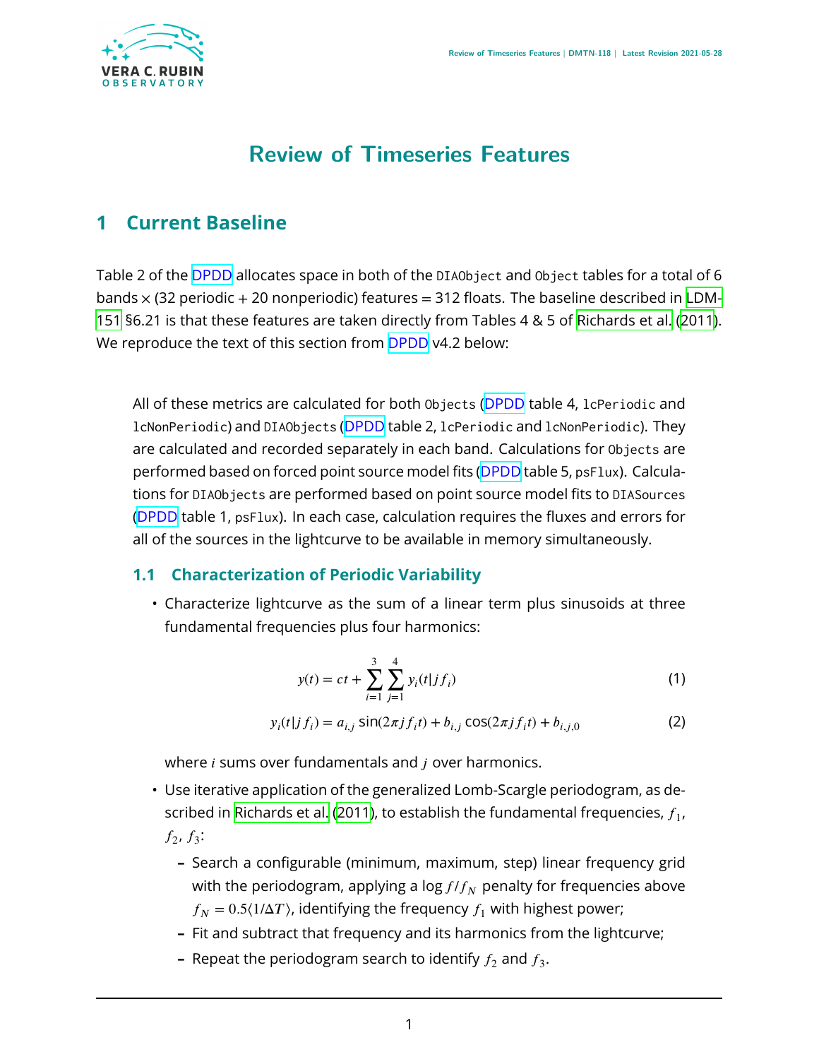# Review of Timeseries Features

## 1 Current Baseline

Table 2 of the DPDD allocates space in both of the `DIAObject` and `Object` tables for a total of 6 bands × (32 periodic + 20 nonperiodic) features = 312 floats. The baseline described in LDM-151 §6.21 is that these features are taken directly from Tables 4 & 5 of Richards et al. (2011). We reproduce the text of this section from DPDD v4.2 below:

> All of these metrics are calculated for both `Objects` (DPDD table 4, `lcPeriodic` and `lcNonPeriodic`) and `DIAObjects` (DPDD table 2, `lcPeriodic` and `lcNonPeriodic`). They are calculated and recorded separately in each band. Calculations for `Objects` are performed based on forced point source model fits (DPDD table 5, `psFlux`). Calculations for `DIAObjects` are performed based on point source model fits to `DIASources` (DPDD table 1, `psFlux`). In each case, calculation requires the fluxes and errors for all of the sources in the lightcurve to be available in memory simultaneously.

### 1.1 Characterization of Periodic Variability

- Characterize lightcurve as the sum of a linear term plus sinusoids at three fundamental frequencies plus four harmonics:

$$y(t) = ct + \sum_{i=1}^{3} \sum_{j=1}^{4} y_i(t|jf_i) \tag{1}$$

$$y_i(t|jf_i) = a_{i,j} \sin(2\pi j f_i t) + b_{i,j} \cos(2\pi j f_i t) + b_{i,j,0} \tag{2}$$

  where $i$ sums over fundamentals and $j$ over harmonics.

- Use iterative application of the generalized Lomb-Scargle periodogram, as described in Richards et al. (2011), to establish the fundamental frequencies, $f_1$, $f_2$, $f_3$:
  - Search a configurable (minimum, maximum, step) linear frequency grid with the periodogram, applying a $\log f/f_N$ penalty for frequencies above $f_N = 0.5\langle 1/\Delta T \rangle$, identifying the frequency $f_1$ with highest power;
  - Fit and subtract that frequency and its harmonics from the lightcurve;
  - Repeat the periodogram search to identify $f_2$ and $f_3$.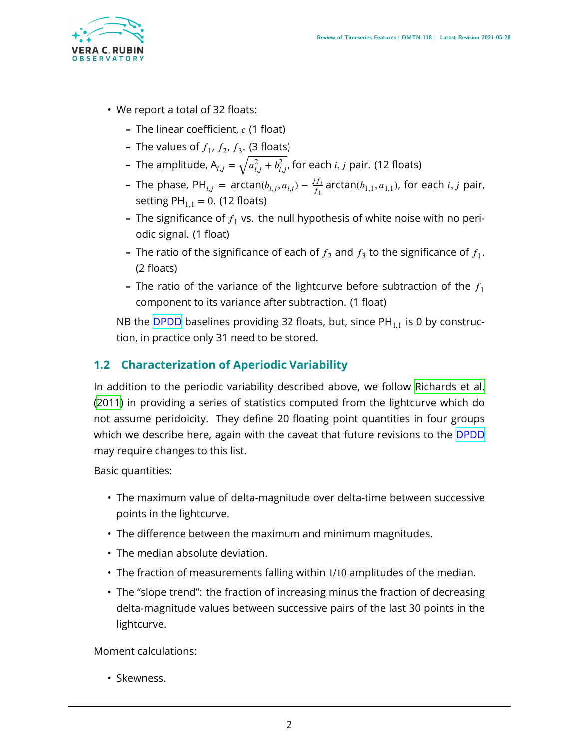- We report a total of 32 floats:
  - The linear coefficient, $c$ (1 float)
  - The values of $f_1$, $f_2$, $f_3$. (3 floats)
  - The amplitude, $\mathrm{A}_{i,j} = \sqrt{a_{i,j}^2 + b_{i,j}^2}$, for each $i, j$ pair. (12 floats)
  - The phase, $\mathrm{PH}_{i,j} = \arctan(b_{i,j}, a_{i,j}) - \frac{j f_i}{f_1} \arctan(b_{1,1}, a_{1,1})$, for each $i, j$ pair, setting $\mathrm{PH}_{1,1} = 0$. (12 floats)
  - The significance of $f_1$ vs. the null hypothesis of white noise with no periodic signal. (1 float)
  - The ratio of the significance of each of $f_2$ and $f_3$ to the significance of $f_1$. (2 floats)
  - The ratio of the variance of the lightcurve before subtraction of the $f_1$ component to its variance after subtraction. (1 float)

  NB the DPDD baselines providing 32 floats, but, since $\mathrm{PH}_{1,1}$ is 0 by construction, in practice only 31 need to be stored.

## 1.2 Characterization of Aperiodic Variability

In addition to the periodic variability described above, we follow Richards et al. (2011) in providing a series of statistics computed from the lightcurve which do not assume peridoicity. They define 20 floating point quantities in four groups which we describe here, again with the caveat that future revisions to the DPDD may require changes to this list.

Basic quantities:

- The maximum value of delta-magnitude over delta-time between successive points in the lightcurve.
- The difference between the maximum and minimum magnitudes.
- The median absolute deviation.
- The fraction of measurements falling within $1/10$ amplitudes of the median.
- The "slope trend": the fraction of increasing minus the fraction of decreasing delta-magnitude values between successive pairs of the last 30 points in the lightcurve.

Moment calculations:

- Skewness.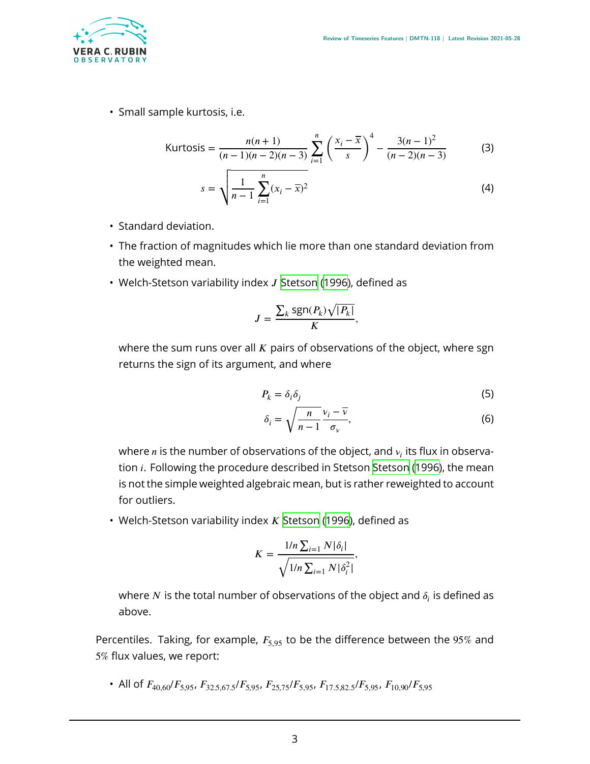- Small sample kurtosis, i.e.

$$
\text{Kurtosis} = \frac{n(n+1)}{(n-1)(n-2)(n-3)} \sum_{i=1}^{n} \left( \frac{x_i - \overline{x}}{s} \right)^4 - \frac{3(n-1)^2}{(n-2)(n-3)} \tag{3}
$$

$$
s = \sqrt{\frac{1}{n-1} \sum_{i=1}^{n} (x_i - \overline{x})^2} \tag{4}
$$

- Standard deviation.
- The fraction of magnitudes which lie more than one standard deviation from the weighted mean.
- Welch-Stetson variability index $J$ Stetson (1996), defined as

$$
J = \frac{\sum_k \text{sgn}(P_k)\sqrt{|P_k|}}{K},
$$

  where the sum runs over all $K$ pairs of observations of the object, where sgn returns the sign of its argument, and where

$$
P_k = \delta_i \delta_j \tag{5}
$$

$$
\delta_i = \sqrt{\frac{n}{n-1}} \frac{v_i - \overline{v}}{\sigma_v}, \tag{6}
$$

  where $n$ is the number of observations of the object, and $v_i$ its flux in observation $i$. Following the procedure described in Stetson Stetson (1996), the mean is not the simple weighted algebraic mean, but is rather reweighted to account for outliers.

- Welch-Stetson variability index $K$ Stetson (1996), defined as

$$
K = \frac{1/n \sum_{i=1} N|\delta_i|}{\sqrt{1/n \sum_{i=1} N|\delta_i^2|}},
$$

  where $N$ is the total number of observations of the object and $\delta_i$ is defined as above.

Percentiles. Taking, for example, $F_{5,95}$ to be the difference between the $95\%$ and $5\%$ flux values, we report:

- All of $F_{40,60}/F_{5,95}$, $F_{32.5,67.5}/F_{5,95}$, $F_{25,75}/F_{5,95}$, $F_{17.5,82.5}/F_{5,95}$, $F_{10,90}/F_{5,95}$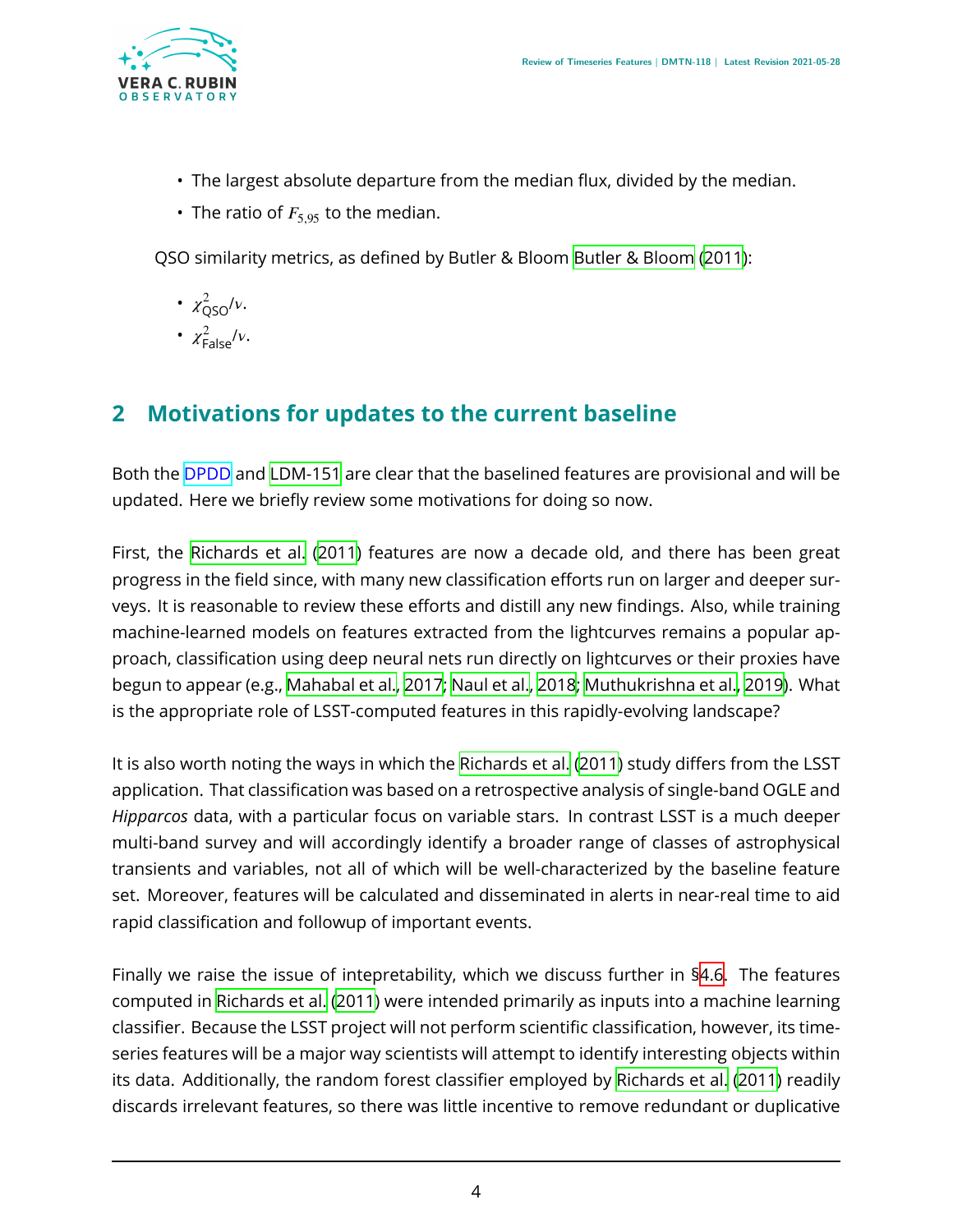- The largest absolute departure from the median flux, divided by the median.
- The ratio of $F_{5,95}$ to the median.

QSO similarity metrics, as defined by Butler & Bloom Butler & Bloom (2011):

- $\chi^2_{\text{QSO}}/\nu$.
- $\chi^2_{\text{False}}/\nu$.

## 2 Motivations for updates to the current baseline

Both the DPDD and LDM-151 are clear that the baselined features are provisional and will be updated. Here we briefly review some motivations for doing so now.

First, the Richards et al. (2011) features are now a decade old, and there has been great progress in the field since, with many new classification efforts run on larger and deeper surveys. It is reasonable to review these efforts and distill any new findings. Also, while training machine-learned models on features extracted from the lightcurves remains a popular approach, classification using deep neural nets run directly on lightcurves or their proxies have begun to appear (e.g., Mahabal et al., 2017; Naul et al., 2018; Muthukrishna et al., 2019). What is the appropriate role of LSST-computed features in this rapidly-evolving landscape?

It is also worth noting the ways in which the Richards et al. (2011) study differs from the LSST application. That classification was based on a retrospective analysis of single-band OGLE and *Hipparcos* data, with a particular focus on variable stars. In contrast LSST is a much deeper multi-band survey and will accordingly identify a broader range of classes of astrophysical transients and variables, not all of which will be well-characterized by the baseline feature set. Moreover, features will be calculated and disseminated in alerts in near-real time to aid rapid classification and followup of important events.

Finally we raise the issue of intepretability, which we discuss further in §4.6. The features computed in Richards et al. (2011) were intended primarily as inputs into a machine learning classifier. Because the LSST project will not perform scientific classification, however, its time-series features will be a major way scientists will attempt to identify interesting objects within its data. Additionally, the random forest classifier employed by Richards et al. (2011) readily discards irrelevant features, so there was little incentive to remove redundant or duplicative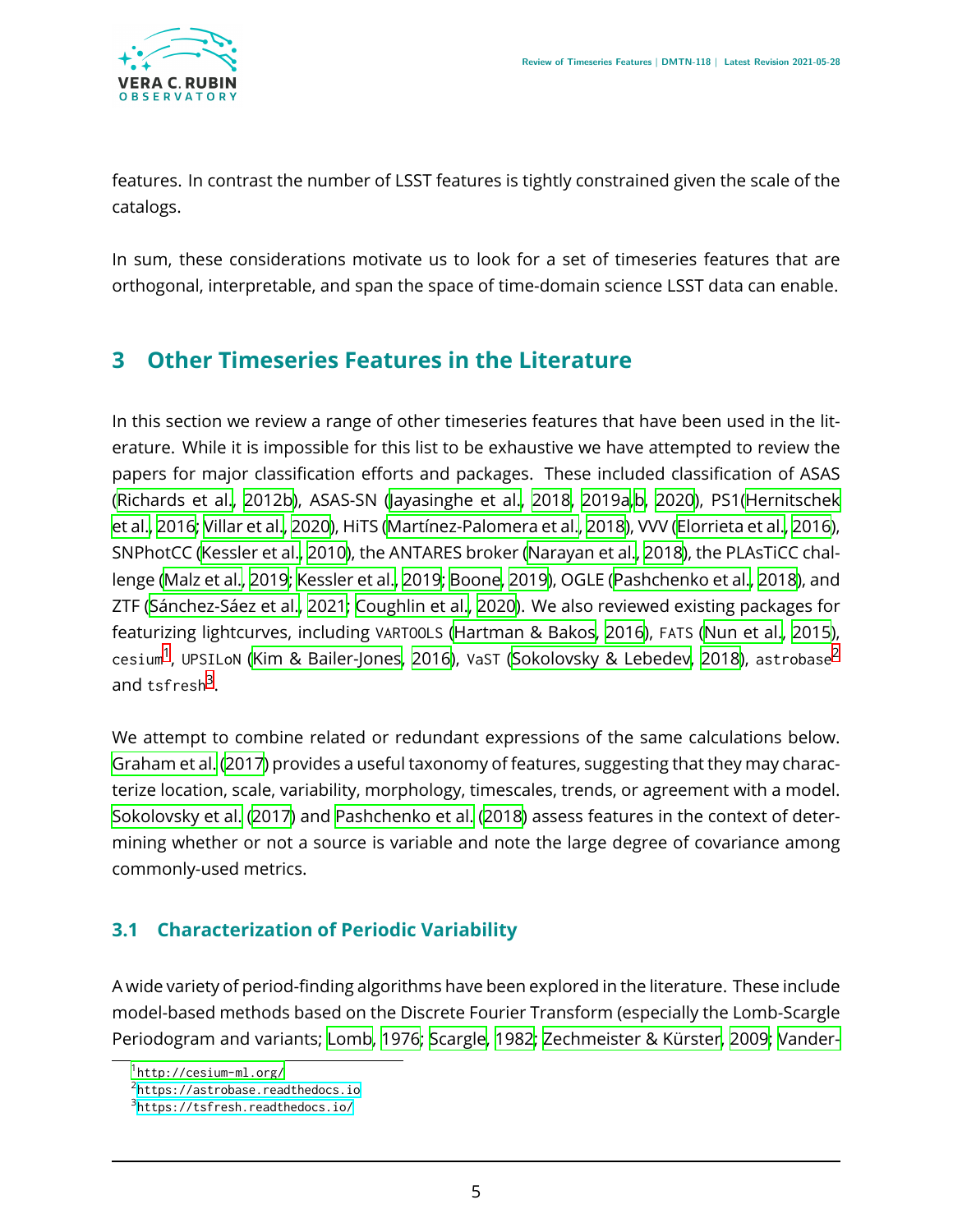features. In contrast the number of LSST features is tightly constrained given the scale of the catalogs.

In sum, these considerations motivate us to look for a set of timeseries features that are orthogonal, interpretable, and span the space of time-domain science LSST data can enable.

# 3 Other Timeseries Features in the Literature

In this section we review a range of other timeseries features that have been used in the literature. While it is impossible for this list to be exhaustive we have attempted to review the papers for major classification efforts and packages. These included classification of ASAS (Richards et al., 2012b), ASAS-SN (Jayasinghe et al., 2018, 2019a,b, 2020), PS1(Hernitschek et al., 2016; Villar et al., 2020), HiTS (Martínez-Palomera et al., 2018), VVV (Elorrieta et al., 2016), SNPhotCC (Kessler et al., 2010), the ANTARES broker (Narayan et al., 2018), the PLAsTiCC challenge (Malz et al., 2019; Kessler et al., 2019; Boone, 2019), OGLE (Pashchenko et al., 2018), and ZTF (Sánchez-Sáez et al., 2021; Coughlin et al., 2020). We also reviewed existing packages for featurizing lightcurves, including VARTOOLS (Hartman & Bakos, 2016), FATS (Nun et al., 2015), cesium[1], UPSILoN (Kim & Bailer-Jones, 2016), VaST (Sokolovsky & Lebedev, 2018), astrobase[2] and tsfresh[3].

We attempt to combine related or redundant expressions of the same calculations below. Graham et al. (2017) provides a useful taxonomy of features, suggesting that they may characterize location, scale, variability, morphology, timescales, trends, or agreement with a model. Sokolovsky et al. (2017) and Pashchenko et al. (2018) assess features in the context of determining whether or not a source is variable and note the large degree of covariance among commonly-used metrics.

## 3.1 Characterization of Periodic Variability

A wide variety of period-finding algorithms have been explored in the literature. These include model-based methods based on the Discrete Fourier Transform (especially the Lomb-Scargle Periodogram and variants; Lomb, 1976; Scargle, 1982; Zechmeister & Kürster, 2009; Vander-

[1] http://cesium-ml.org/

[2] https://astrobase.readthedocs.io

[3] https://tsfresh.readthedocs.io/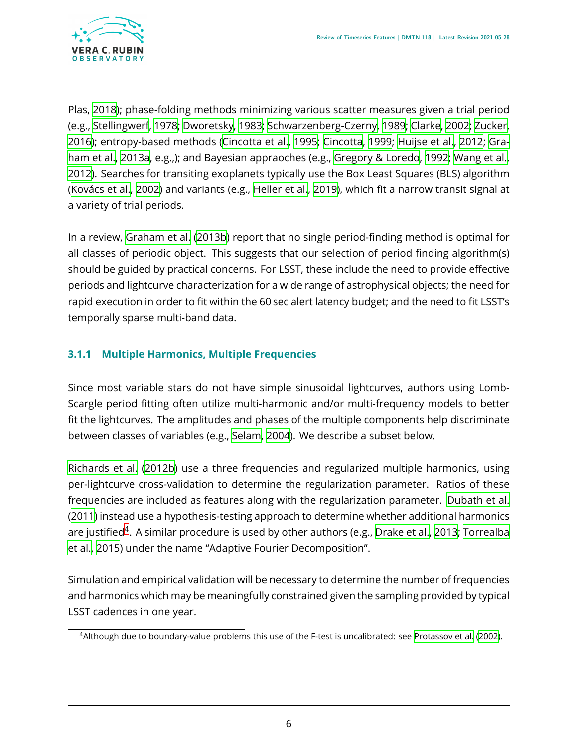Plas, 2018); phase-folding methods minimizing various scatter measures given a trial period (e.g., Stellingwerf, 1978; Dworetsky, 1983; Schwarzenberg-Czerny, 1989; Clarke, 2002; Zucker, 2016); entropy-based methods (Cincotta et al., 1995; Cincotta, 1999; Huijse et al., 2012; Graham et al., 2013a, e.g.,); and Bayesian appraoches (e.g., Gregory & Loredo, 1992; Wang et al., 2012). Searches for transiting exoplanets typically use the Box Least Squares (BLS) algorithm (Kovács et al., 2002) and variants (e.g., Heller et al., 2019), which fit a narrow transit signal at a variety of trial periods.

In a review, Graham et al. (2013b) report that no single period-finding method is optimal for all classes of periodic object. This suggests that our selection of period finding algorithm(s) should be guided by practical concerns. For LSST, these include the need to provide effective periods and lightcurve characterization for a wide range of astrophysical objects; the need for rapid execution in order to fit within the 60 sec alert latency budget; and the need to fit LSST's temporally sparse multi-band data.

#### 3.1.1 Multiple Harmonics, Multiple Frequencies

Since most variable stars do not have simple sinusoidal lightcurves, authors using Lomb-Scargle period fitting often utilize multi-harmonic and/or multi-frequency models to better fit the lightcurves. The amplitudes and phases of the multiple components help discriminate between classes of variables (e.g., Selam, 2004). We describe a subset below.

Richards et al. (2012b) use a three frequencies and regularized multiple harmonics, using per-lightcurve cross-validation to determine the regularization parameter. Ratios of these frequencies are included as features along with the regularization parameter. Dubath et al. (2011) instead use a hypothesis-testing approach to determine whether additional harmonics are justified[4]. A similar procedure is used by other authors (e.g., Drake et al., 2013; Torrealba et al., 2015) under the name "Adaptive Fourier Decomposition".

Simulation and empirical validation will be necessary to determine the number of frequencies and harmonics which may be meaningfully constrained given the sampling provided by typical LSST cadences in one year.

[4]Although due to boundary-value problems this use of the F-test is uncalibrated: see Protassov et al. (2002).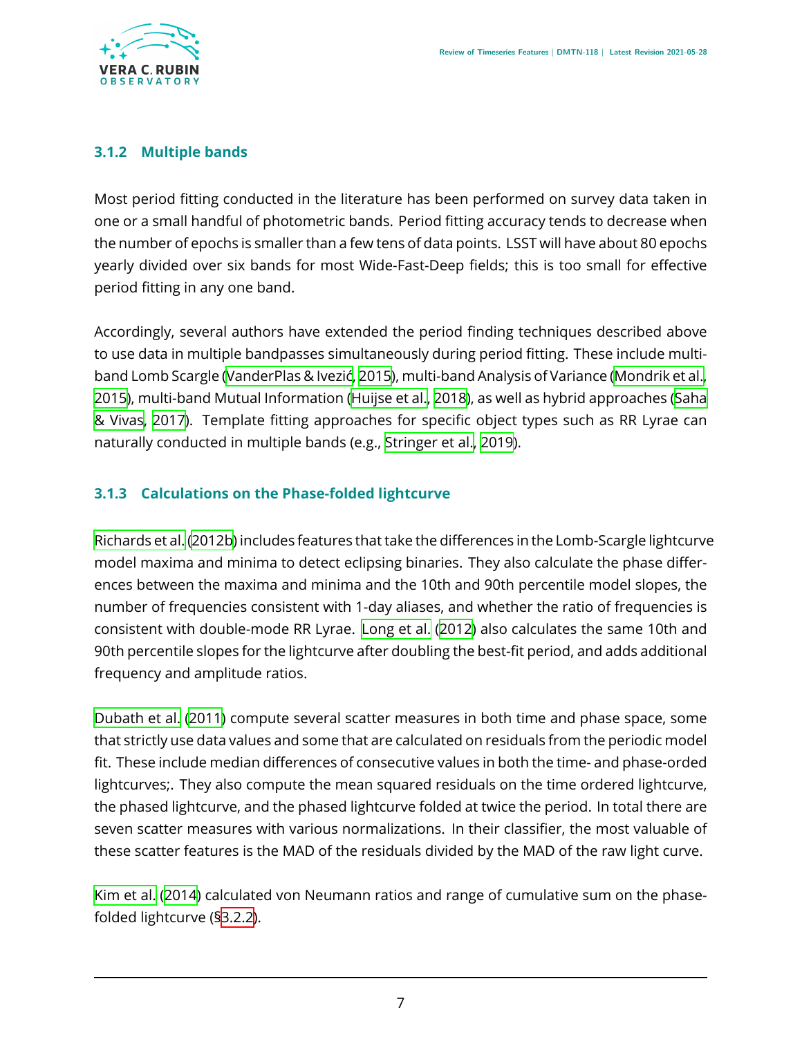### 3.1.2 Multiple bands

Most period fitting conducted in the literature has been performed on survey data taken in one or a small handful of photometric bands. Period fitting accuracy tends to decrease when the number of epochs is smaller than a few tens of data points. LSST will have about 80 epochs yearly divided over six bands for most Wide-Fast-Deep fields; this is too small for effective period fitting in any one band.

Accordingly, several authors have extended the period finding techniques described above to use data in multiple bandpasses simultaneously during period fitting. These include multi-band Lomb Scargle (VanderPlas & Ivezić, 2015), multi-band Analysis of Variance (Mondrik et al., 2015), multi-band Mutual Information (Huijse et al., 2018), as well as hybrid approaches (Saha & Vivas, 2017). Template fitting approaches for specific object types such as RR Lyrae can naturally conducted in multiple bands (e.g., Stringer et al., 2019).

### 3.1.3 Calculations on the Phase-folded lightcurve

Richards et al. (2012b) includes features that take the differences in the Lomb-Scargle lightcurve model maxima and minima to detect eclipsing binaries. They also calculate the phase differences between the maxima and minima and the 10th and 90th percentile model slopes, the number of frequencies consistent with 1-day aliases, and whether the ratio of frequencies is consistent with double-mode RR Lyrae. Long et al. (2012) also calculates the same 10th and 90th percentile slopes for the lightcurve after doubling the best-fit period, and adds additional frequency and amplitude ratios.

Dubath et al. (2011) compute several scatter measures in both time and phase space, some that strictly use data values and some that are calculated on residuals from the periodic model fit. These include median differences of consecutive values in both the time- and phase-orded lightcurves;. They also compute the mean squared residuals on the time ordered lightcurve, the phased lightcurve, and the phased lightcurve folded at twice the period. In total there are seven scatter measures with various normalizations. In their classifier, the most valuable of these scatter features is the MAD of the residuals divided by the MAD of the raw light curve.

Kim et al. (2014) calculated von Neumann ratios and range of cumulative sum on the phase-folded lightcurve (§3.2.2).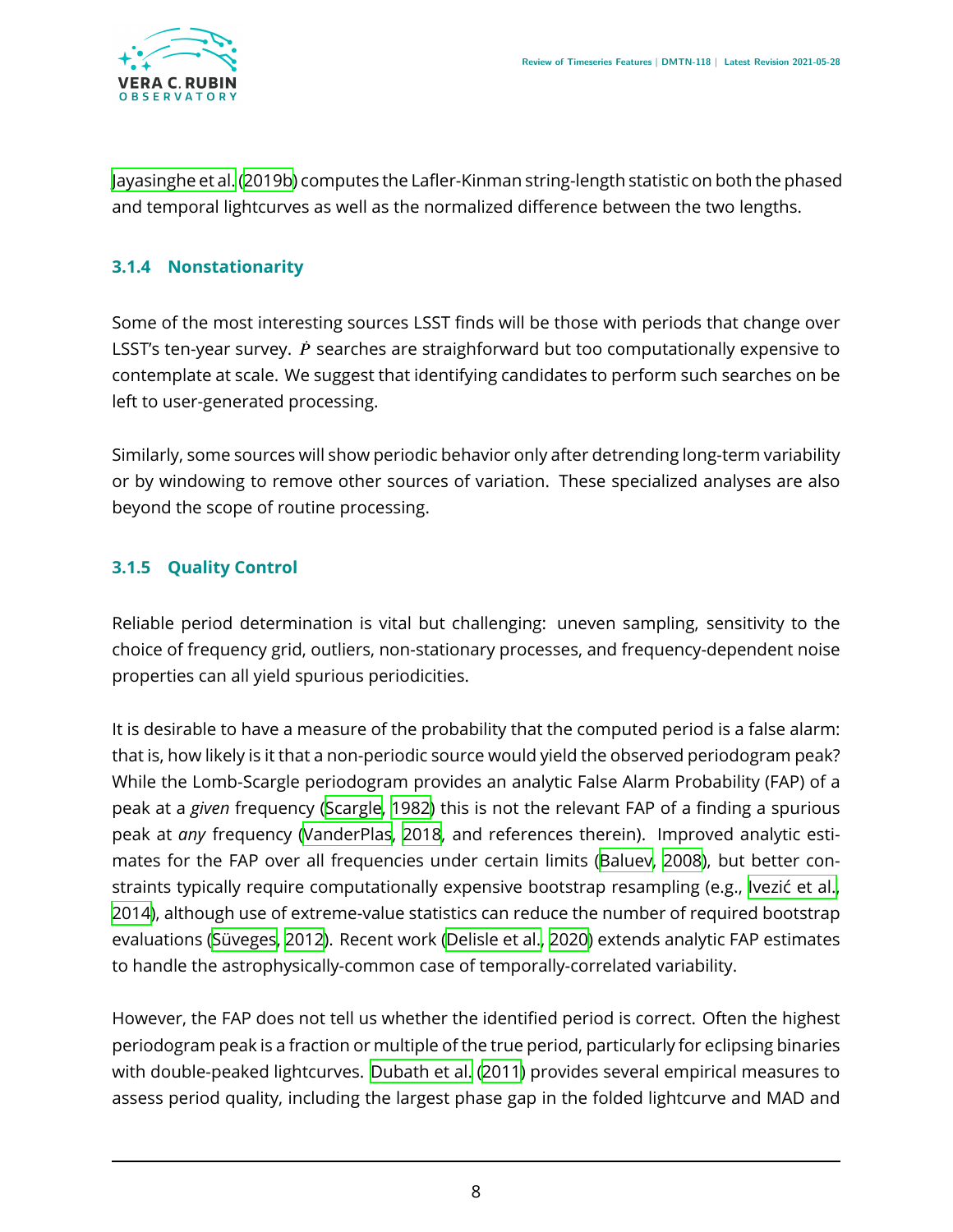Jayasinghe et al. (2019b) computes the Lafler-Kinman string-length statistic on both the phased and temporal lightcurves as well as the normalized difference between the two lengths.

### 3.1.4 Nonstationarity

Some of the most interesting sources LSST finds will be those with periods that change over LSST's ten-year survey. $\dot{P}$ searches are straighforward but too computationally expensive to contemplate at scale. We suggest that identifying candidates to perform such searches on be left to user-generated processing.

Similarly, some sources will show periodic behavior only after detrending long-term variability or by windowing to remove other sources of variation. These specialized analyses are also beyond the scope of routine processing.

### 3.1.5 Quality Control

Reliable period determination is vital but challenging: uneven sampling, sensitivity to the choice of frequency grid, outliers, non-stationary processes, and frequency-dependent noise properties can all yield spurious periodicities.

It is desirable to have a measure of the probability that the computed period is a false alarm: that is, how likely is it that a non-periodic source would yield the observed periodogram peak? While the Lomb-Scargle periodogram provides an analytic False Alarm Probability (FAP) of a peak at a *given* frequency (Scargle, 1982) this is not the relevant FAP of a finding a spurious peak at *any* frequency (VanderPlas, 2018, and references therein). Improved analytic estimates for the FAP over all frequencies under certain limits (Baluev, 2008), but better constraints typically require computationally expensive bootstrap resampling (e.g., Ivezić et al., 2014), although use of extreme-value statistics can reduce the number of required bootstrap evaluations (Süveges, 2012). Recent work (Delisle et al., 2020) extends analytic FAP estimates to handle the astrophysically-common case of temporally-correlated variability.

However, the FAP does not tell us whether the identified period is correct. Often the highest periodogram peak is a fraction or multiple of the true period, particularly for eclipsing binaries with double-peaked lightcurves. Dubath et al. (2011) provides several empirical measures to assess period quality, including the largest phase gap in the folded lightcurve and MAD and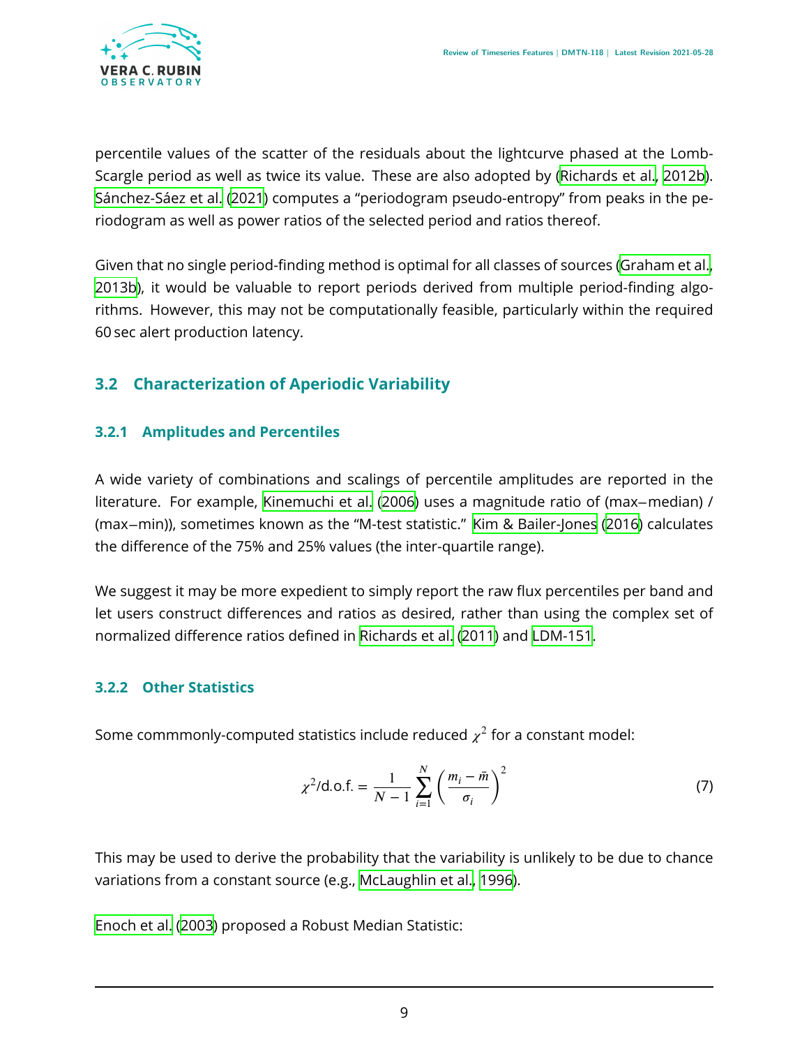percentile values of the scatter of the residuals about the lightcurve phased at the Lomb-Scargle period as well as twice its value. These are also adopted by (Richards et al., 2012b). Sánchez-Sáez et al. (2021) computes a "periodogram pseudo-entropy" from peaks in the periodogram as well as power ratios of the selected period and ratios thereof.

Given that no single period-finding method is optimal for all classes of sources (Graham et al., 2013b), it would be valuable to report periods derived from multiple period-finding algorithms. However, this may not be computationally feasible, particularly within the required 60 sec alert production latency.

## 3.2 Characterization of Aperiodic Variability

### 3.2.1 Amplitudes and Percentiles

A wide variety of combinations and scalings of percentile amplitudes are reported in the literature. For example, Kinemuchi et al. (2006) uses a magnitude ratio of (max−median) / (max−min)), sometimes known as the "M-test statistic." Kim & Bailer-Jones (2016) calculates the difference of the 75% and 25% values (the inter-quartile range).

We suggest it may be more expedient to simply report the raw flux percentiles per band and let users construct differences and ratios as desired, rather than using the complex set of normalized difference ratios defined in Richards et al. (2011) and LDM-151.

### 3.2.2 Other Statistics

Some commmonly-computed statistics include reduced $\chi^2$ for a constant model:

$$\chi^2/\text{d.o.f.} = \frac{1}{N-1}\sum_{i=1}^{N}\left(\frac{m_i - \bar{m}}{\sigma_i}\right)^2 \tag{7}$$

This may be used to derive the probability that the variability is unlikely to be due to chance variations from a constant source (e.g., McLaughlin et al., 1996).

Enoch et al. (2003) proposed a Robust Median Statistic: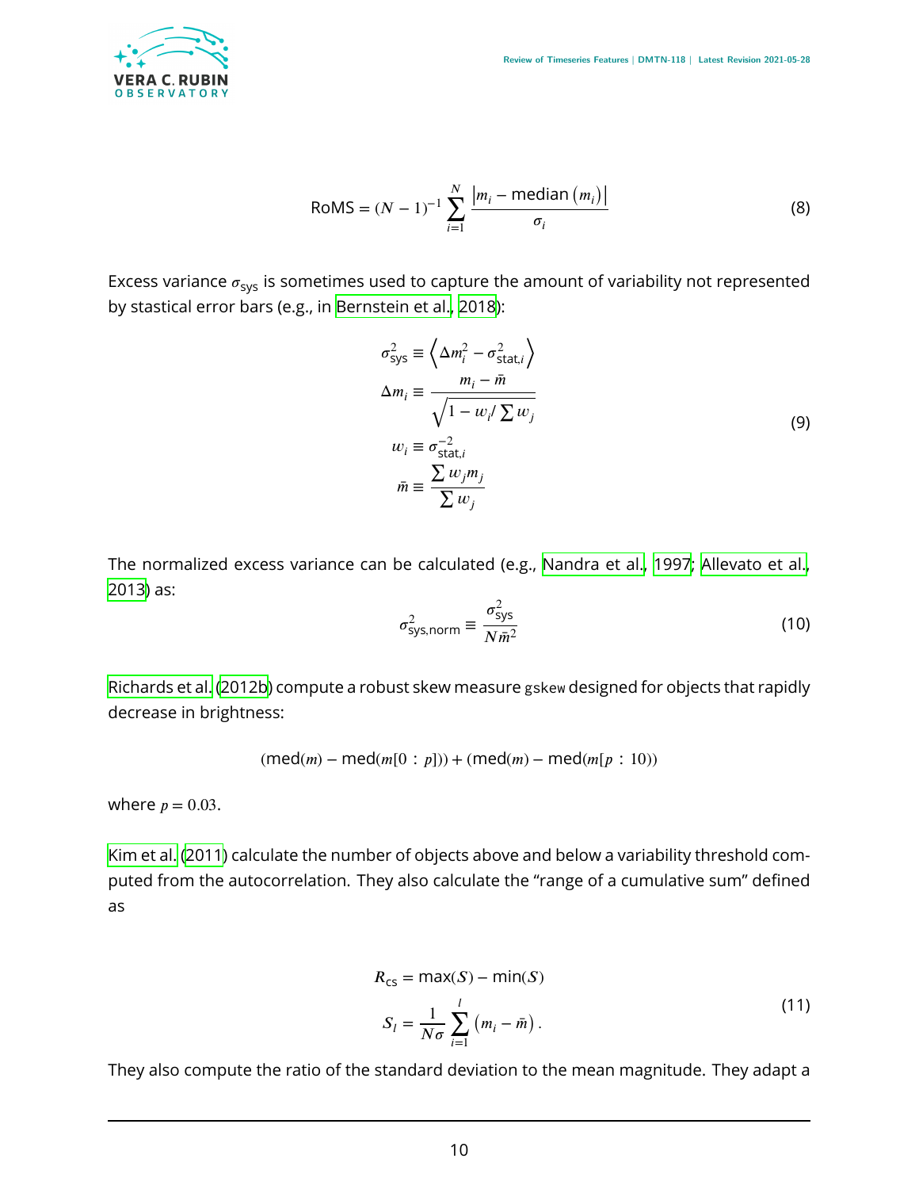$$\text{RoMS} = (N-1)^{-1} \sum_{i=1}^{N} \frac{\left| m_i - \text{median}\left(m_i\right) \right|}{\sigma_i} \tag{8}$$

Excess variance $\sigma_{\text{sys}}$ is sometimes used to capture the amount of variability not represented by stastical error bars (e.g., in Bernstein et al., 2018):

$$\begin{aligned}
\sigma^2_{\text{sys}} &\equiv \left\langle \Delta m_i^2 - \sigma^2_{\text{stat},i} \right\rangle \\
\Delta m_i &\equiv \frac{m_i - \bar{m}}{\sqrt{1 - w_i / \sum w_j}} \\
w_i &\equiv \sigma^{-2}_{\text{stat},i} \\
\bar{m} &\equiv \frac{\sum w_j m_j}{\sum w_j}
\end{aligned} \tag{9}$$

The normalized excess variance can be calculated (e.g., Nandra et al., 1997; Allevato et al., 2013) as:

$$\sigma^2_{\text{sys,norm}} \equiv \frac{\sigma^2_{\text{sys}}}{N \bar{m}^2} \tag{10}$$

Richards et al. (2012b) compute a robust skew measure gskew designed for objects that rapidly decrease in brightness:

$$(\text{med}(m) - \text{med}(m[0:p])) + (\text{med}(m) - \text{med}(m[p:10]))$$

where $p = 0.03$.

Kim et al. (2011) calculate the number of objects above and below a variability threshold computed from the autocorrelation. They also calculate the "range of a cumulative sum" defined as

$$\begin{aligned}
R_{\text{cs}} &= \max(S) - \min(S) \\
S_l &= \frac{1}{N\sigma} \sum_{i=1}^{l} \left(m_i - \bar{m}\right).
\end{aligned} \tag{11}$$

They also compute the ratio of the standard deviation to the mean magnitude. They adapt a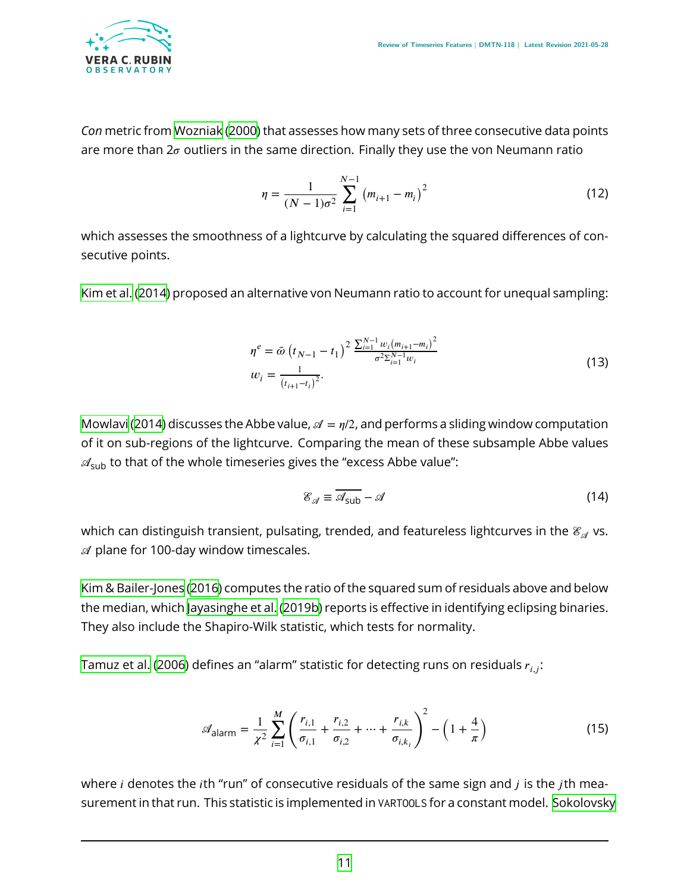*Con* metric from Wozniak (2000) that assesses how many sets of three consecutive data points are more than $2\sigma$ outliers in the same direction. Finally they use the von Neumann ratio

$$\eta = \frac{1}{(N-1)\sigma^2} \sum_{i=1}^{N-1} \left(m_{i+1} - m_i\right)^2 \tag{12}$$

which assesses the smoothness of a lightcurve by calculating the squared differences of consecutive points.

Kim et al. (2014) proposed an alternative von Neumann ratio to account for unequal sampling:

$$\begin{aligned} \eta^e &= \bar{\omega} \left(t_{N-1} - t_1\right)^2 \frac{\sum_{i=1}^{N-1} w_i \left(m_{i+1} - m_i\right)^2}{\sigma^2 \Sigma_{i=1}^{N-1} w_i} \\ w_i &= \frac{1}{\left(t_{i+1} - t_i\right)^2}. \end{aligned} \tag{13}$$

Mowlavi (2014) discusses the Abbe value, $\mathscr{A} = \eta/2$, and performs a sliding window computation of it on sub-regions of the lightcurve. Comparing the mean of these subsample Abbe values $\mathscr{A}_{\text{sub}}$ to that of the whole timeseries gives the "excess Abbe value":

$$\mathscr{E}_{\mathscr{A}} \equiv \overline{\mathscr{A}_{\text{sub}}} - \mathscr{A} \tag{14}$$

which can distinguish transient, pulsating, trended, and featureless lightcurves in the $\mathscr{E}_{\mathscr{A}}$ vs. $\mathscr{A}$ plane for 100-day window timescales.

Kim & Bailer-Jones (2016) computes the ratio of the squared sum of residuals above and below the median, which Jayasinghe et al. (2019b) reports is effective in identifying eclipsing binaries. They also include the Shapiro-Wilk statistic, which tests for normality.

Tamuz et al. (2006) defines an "alarm" statistic for detecting runs on residuals $r_{i,j}$:

$$\mathscr{A}_{\text{alarm}} = \frac{1}{\chi^2} \sum_{i=1}^{M} \left( \frac{r_{i,1}}{\sigma_{i,1}} + \frac{r_{i,2}}{\sigma_{i,2}} + \cdots + \frac{r_{i,k}}{\sigma_{i,k_i}} \right)^2 - \left(1 + \frac{4}{\pi}\right) \tag{15}$$

where $i$ denotes the $i$th "run" of consecutive residuals of the same sign and $j$ is the $j$th measurement in that run. This statistic is implemented in VARTOOLS for a constant model. Sokolovsky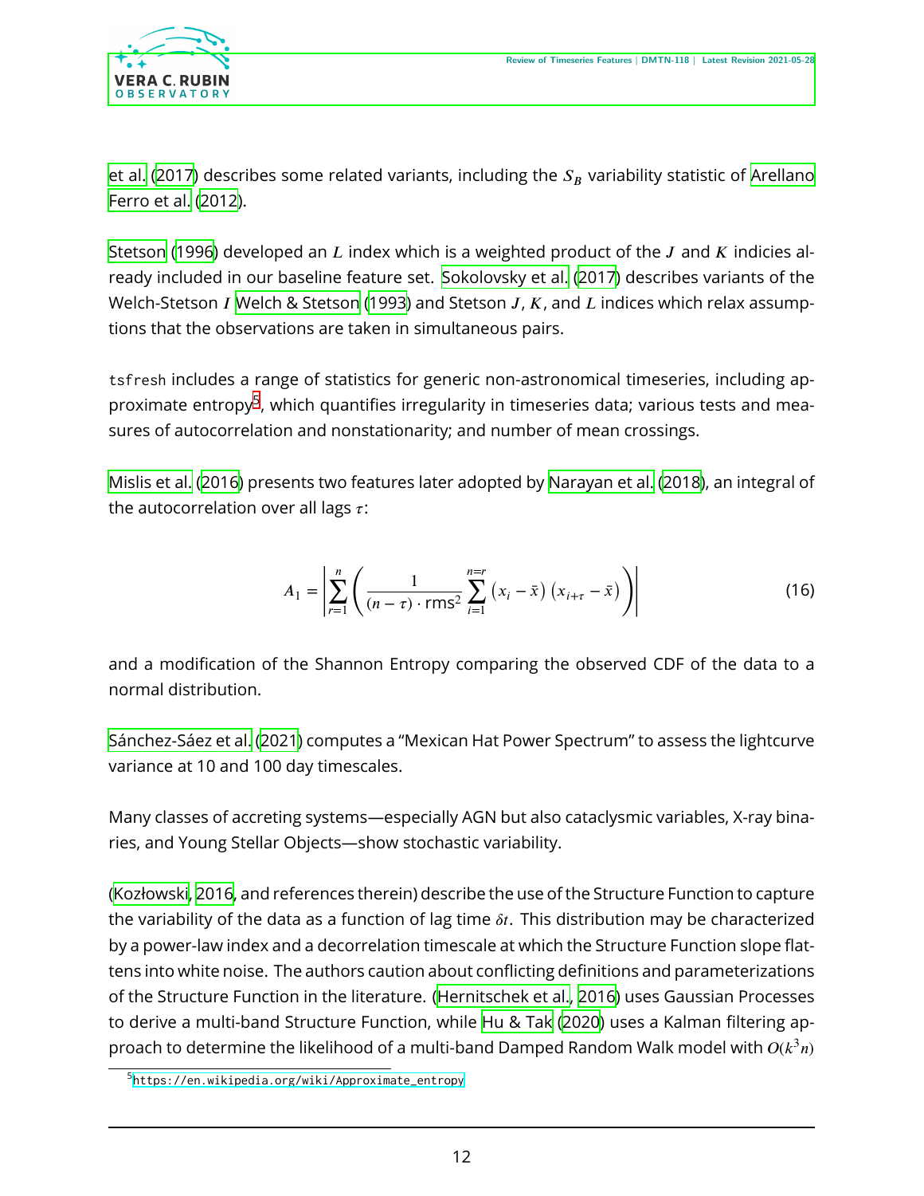et al. (2017) describes some related variants, including the $S_B$ variability statistic of Arellano Ferro et al. (2012).

Stetson (1996) developed an $L$ index which is a weighted product of the $J$ and $K$ indicies already included in our baseline feature set. Sokolovsky et al. (2017) describes variants of the Welch-Stetson $I$ Welch & Stetson (1993) and Stetson $J$, $K$, and $L$ indices which relax assumptions that the observations are taken in simultaneous pairs.

`tsfresh` includes a range of statistics for generic non-astronomical timeseries, including approximate entropy[5], which quantifies irregularity in timeseries data; various tests and measures of autocorrelation and nonstationarity; and number of mean crossings.

Mislis et al. (2016) presents two features later adopted by Narayan et al. (2018), an integral of the autocorrelation over all lags $\tau$:

$$A_1 = \left| \sum_{r=1}^{n} \left( \frac{1}{(n-\tau) \cdot \mathrm{rms}^2} \sum_{i=1}^{n=r} \left(x_i - \bar{x}\right)\left(x_{i+\tau} - \bar{x}\right) \right) \right| \tag{16}$$

and a modification of the Shannon Entropy comparing the observed CDF of the data to a normal distribution.

Sánchez-Sáez et al. (2021) computes a "Mexican Hat Power Spectrum" to assess the lightcurve variance at 10 and 100 day timescales.

Many classes of accreting systems—especially AGN but also cataclysmic variables, X-ray binaries, and Young Stellar Objects—show stochastic variability.

(Kozłowski, 2016, and references therein) describe the use of the Structure Function to capture the variability of the data as a function of lag time $\delta t$. This distribution may be characterized by a power-law index and a decorrelation timescale at which the Structure Function slope flattens into white noise. The authors caution about conflicting definitions and parameterizations of the Structure Function in the literature. (Hernitschek et al., 2016) uses Gaussian Processes to derive a multi-band Structure Function, while Hu & Tak (2020) uses a Kalman filtering approach to determine the likelihood of a multi-band Damped Random Walk model with $O(k^3 n)$

[5] https://en.wikipedia.org/wiki/Approximate_entropy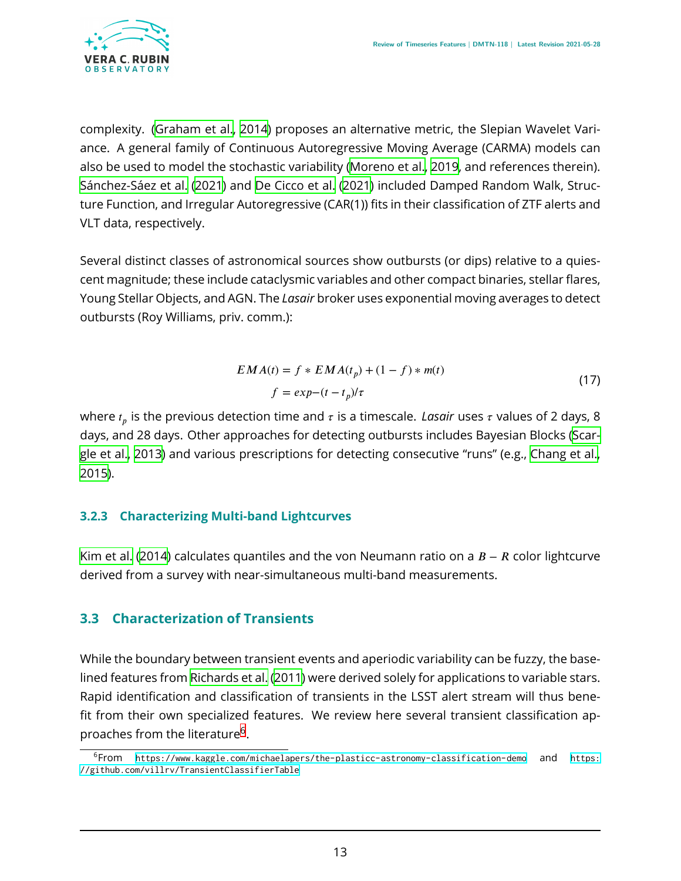complexity. (Graham et al., 2014) proposes an alternative metric, the Slepian Wavelet Variance. A general family of Continuous Autoregressive Moving Average (CARMA) models can also be used to model the stochastic variability (Moreno et al., 2019, and references therein). Sánchez-Sáez et al. (2021) and De Cicco et al. (2021) included Damped Random Walk, Structure Function, and Irregular Autoregressive (CAR(1)) fits in their classification of ZTF alerts and VLT data, respectively.

Several distinct classes of astronomical sources show outbursts (or dips) relative to a quiescent magnitude; these include cataclysmic variables and other compact binaries, stellar flares, Young Stellar Objects, and AGN. The *Lasair* broker uses exponential moving averages to detect outbursts (Roy Williams, priv. comm.):

$$
\begin{aligned}
EMA(t) &= f * EMA(t_p) + (1 - f) * m(t) \\
f &= exp{-}(t - t_p)/\tau
\end{aligned}
\tag{17}
$$

where $t_p$ is the previous detection time and $\tau$ is a timescale. *Lasair* uses $\tau$ values of 2 days, 8 days, and 28 days. Other approaches for detecting outbursts includes Bayesian Blocks (Scargle et al., 2013) and various prescriptions for detecting consecutive "runs" (e.g., Chang et al., 2015).

### 3.2.3 Characterizing Multi-band Lightcurves

Kim et al. (2014) calculates quantiles and the von Neumann ratio on a $B - R$ color lightcurve derived from a survey with near-simultaneous multi-band measurements.

## 3.3 Characterization of Transients

While the boundary between transient events and aperiodic variability can be fuzzy, the baselined features from Richards et al. (2011) were derived solely for applications to variable stars. Rapid identification and classification of transients in the LSST alert stream will thus benefit from their own specialized features. We review here several transient classification approaches from the literature[6].

[6] From https://www.kaggle.com/michaelapers/the-plasticc-astronomy-classification-demo and https://github.com/villrv/TransientClassifierTable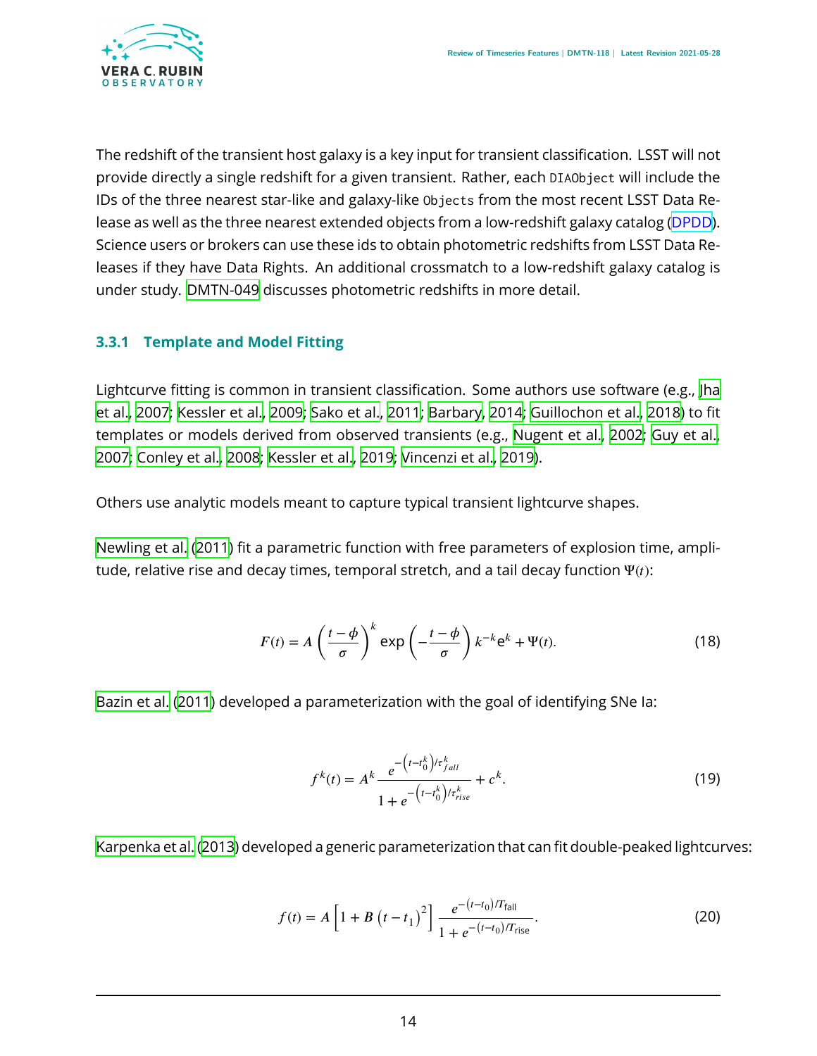The redshift of the transient host galaxy is a key input for transient classification. LSST will not provide directly a single redshift for a given transient. Rather, each `DIAObject` will include the IDs of the three nearest star-like and galaxy-like `Objects` from the most recent LSST Data Release as well as the three nearest extended objects from a low-redshift galaxy catalog (DPDD). Science users or brokers can use these ids to obtain photometric redshifts from LSST Data Releases if they have Data Rights. An additional crossmatch to a low-redshift galaxy catalog is under study. DMTN-049 discusses photometric redshifts in more detail.

### 3.3.1 Template and Model Fitting

Lightcurve fitting is common in transient classification. Some authors use software (e.g., Jha et al., 2007; Kessler et al., 2009; Sako et al., 2011; Barbary, 2014; Guillochon et al., 2018) to fit templates or models derived from observed transients (e.g., Nugent et al., 2002; Guy et al., 2007; Conley et al., 2008; Kessler et al., 2019; Vincenzi et al., 2019).

Others use analytic models meant to capture typical transient lightcurve shapes.

Newling et al. (2011) fit a parametric function with free parameters of explosion time, amplitude, relative rise and decay times, temporal stretch, and a tail decay function $\Psi(t)$:

$$F(t) = A\left(\frac{t-\phi}{\sigma}\right)^{k} \exp\left(-\frac{t-\phi}{\sigma}\right) k^{-k} \mathrm{e}^{k} + \Psi(t). \tag{18}$$

Bazin et al. (2011) developed a parameterization with the goal of identifying SNe Ia:

$$f^{k}(t) = A^{k} \frac{e^{-\left(t-t_0^k\right)/\tau_{fall}^{k}}}{1 + e^{-\left(t-t_0^k\right)/\tau_{rise}^{k}}} + c^{k}. \tag{19}$$

Karpenka et al. (2013) developed a generic parameterization that can fit double-peaked lightcurves:

$$f(t) = A\left[1 + B\left(t-t_1\right)^2\right] \frac{e^{-(t-t_0)/T_{\text{fall}}}}{1 + e^{-(t-t_0)/T_{\text{rise}}}}. \tag{20}$$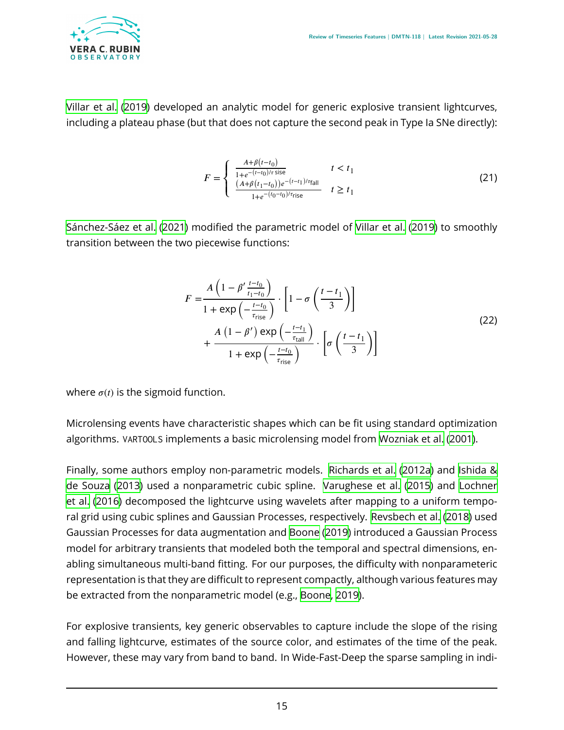Villar et al. (2019) developed an analytic model for generic explosive transient lightcurves, including a plateau phase (but that does not capture the second peak in Type Ia SNe directly):

$$
F = \begin{cases} \frac{A+\beta(t-t_0)}{1+e^{-(t-t_0)/\tau \,\mathrm{sise}}} & t < t_1 \\ \frac{(A+\beta(t_1-t_0))e^{-(t-t_1)/\tau_{\mathrm{fall}}}}{1+e^{-(t_0-t_0)/\tau_{\mathrm{rise}}}} & t \geq t_1 \end{cases} \tag{21}
$$

Sánchez-Sáez et al. (2021) modified the parametric model of Villar et al. (2019) to smoothly transition between the two piecewise functions:

$$
\begin{aligned}
F =& \frac{A\left(1 - \beta' \frac{t-t_0}{t_1-t_0}\right)}{1 + \exp\left(-\frac{t-t_0}{\tau_{\mathrm{rise}}}\right)} \cdot \left[1 - \sigma\left(\frac{t-t_1}{3}\right)\right] \\
&+ \frac{A\left(1-\beta'\right)\exp\left(-\frac{t-t_1}{\tau_{\mathrm{fall}}}\right)}{1 + \exp\left(-\frac{t-t_0}{\tau_{\mathrm{rise}}}\right)} \cdot \left[\sigma\left(\frac{t-t_1}{3}\right)\right]
\end{aligned} \tag{22}
$$

where $\sigma(t)$ is the sigmoid function.

Microlensing events have characteristic shapes which can be fit using standard optimization algorithms. VARTOOLS implements a basic microlensing model from Wozniak et al. (2001).

Finally, some authors employ non-parametric models. Richards et al. (2012a) and Ishida & de Souza (2013) used a nonparametric cubic spline. Varughese et al. (2015) and Lochner et al. (2016) decomposed the lightcurve using wavelets after mapping to a uniform temporal grid using cubic splines and Gaussian Processes, respectively. Revsbech et al. (2018) used Gaussian Processes for data augmentation and Boone (2019) introduced a Gaussian Process model for arbitrary transients that modeled both the temporal and spectral dimensions, enabling simultaneous multi-band fitting. For our purposes, the difficulty with nonparameteric representation is that they are difficult to represent compactly, although various features may be extracted from the nonparametric model (e.g., Boone, 2019).

For explosive transients, key generic observables to capture include the slope of the rising and falling lightcurve, estimates of the source color, and estimates of the time of the peak. However, these may vary from band to band. In Wide-Fast-Deep the sparse sampling in indi-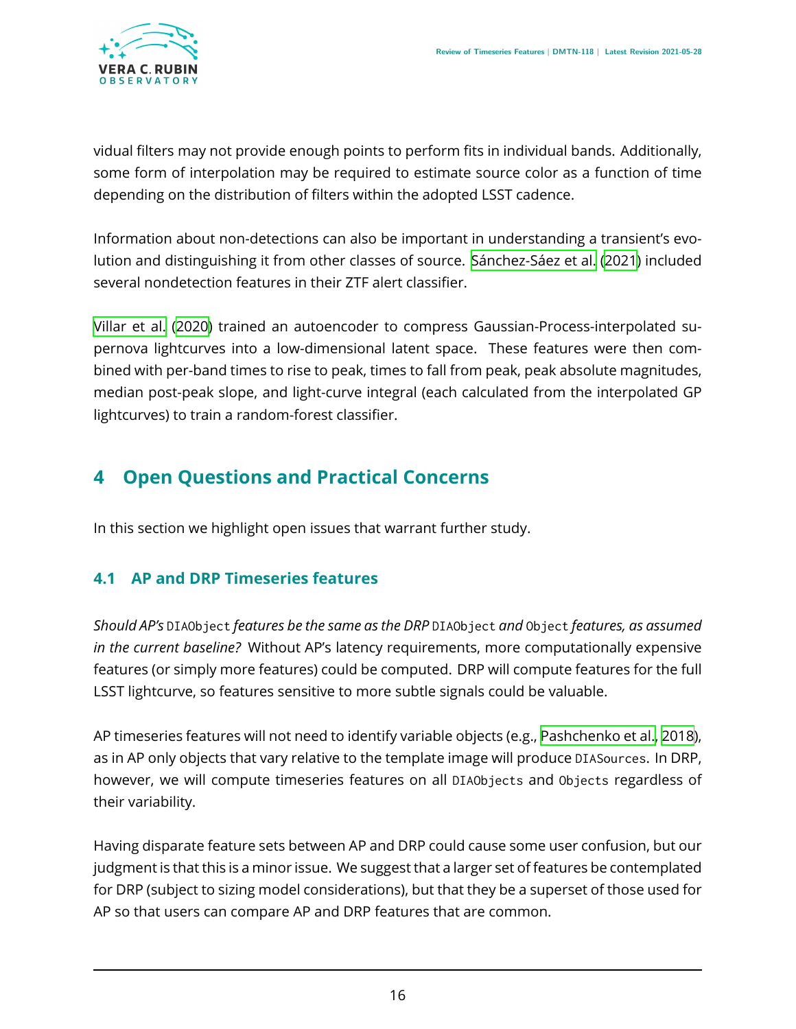vidual filters may not provide enough points to perform fits in individual bands. Additionally, some form of interpolation may be required to estimate source color as a function of time depending on the distribution of filters within the adopted LSST cadence.

Information about non-detections can also be important in understanding a transient's evolution and distinguishing it from other classes of source. Sánchez-Sáez et al. (2021) included several nondetection features in their ZTF alert classifier.

Villar et al. (2020) trained an autoencoder to compress Gaussian-Process-interpolated supernova lightcurves into a low-dimensional latent space. These features were then combined with per-band times to rise to peak, times to fall from peak, peak absolute magnitudes, median post-peak slope, and light-curve integral (each calculated from the interpolated GP lightcurves) to train a random-forest classifier.

## 4 Open Questions and Practical Concerns

In this section we highlight open issues that warrant further study.

### 4.1 AP and DRP Timeseries features

*Should AP's* `DIAObject` *features be the same as the DRP* `DIAObject` *and* `Object` *features, as assumed in the current baseline?* Without AP's latency requirements, more computationally expensive features (or simply more features) could be computed. DRP will compute features for the full LSST lightcurve, so features sensitive to more subtle signals could be valuable.

AP timeseries features will not need to identify variable objects (e.g., Pashchenko et al., 2018), as in AP only objects that vary relative to the template image will produce `DIASources`. In DRP, however, we will compute timeseries features on all `DIAObjects` and `Objects` regardless of their variability.

Having disparate feature sets between AP and DRP could cause some user confusion, but our judgment is that this is a minor issue. We suggest that a larger set of features be contemplated for DRP (subject to sizing model considerations), but that they be a superset of those used for AP so that users can compare AP and DRP features that are common.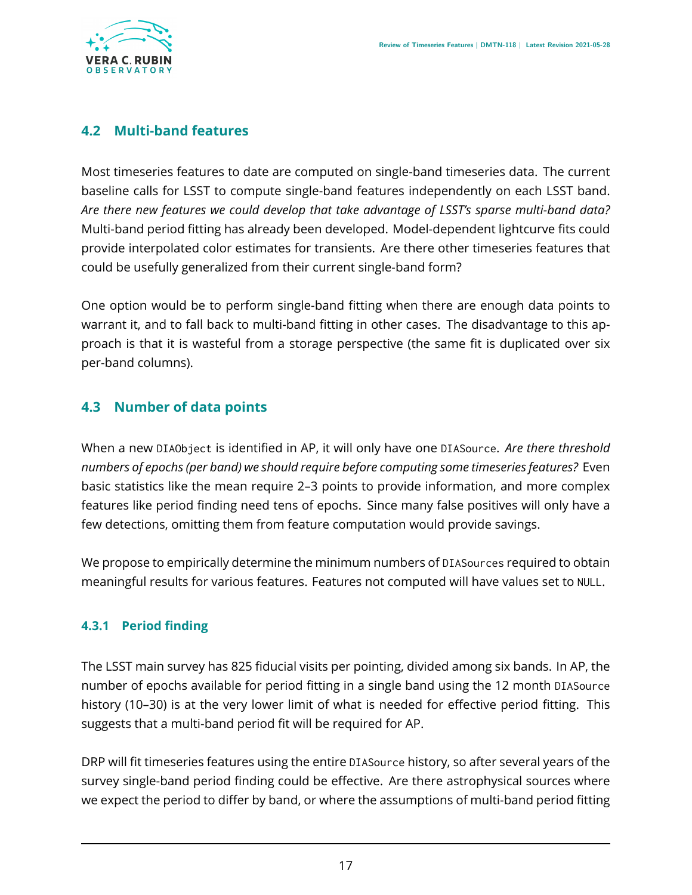## 4.2 Multi-band features

Most timeseries features to date are computed on single-band timeseries data. The current baseline calls for LSST to compute single-band features independently on each LSST band. *Are there new features we could develop that take advantage of LSST's sparse multi-band data?* Multi-band period fitting has already been developed. Model-dependent lightcurve fits could provide interpolated color estimates for transients. Are there other timeseries features that could be usefully generalized from their current single-band form?

One option would be to perform single-band fitting when there are enough data points to warrant it, and to fall back to multi-band fitting in other cases. The disadvantage to this approach is that it is wasteful from a storage perspective (the same fit is duplicated over six per-band columns).

## 4.3 Number of data points

When a new `DIAObject` is identified in AP, it will only have one `DIASource`. *Are there threshold numbers of epochs (per band) we should require before computing some timeseries features?* Even basic statistics like the mean require 2–3 points to provide information, and more complex features like period finding need tens of epochs. Since many false positives will only have a few detections, omitting them from feature computation would provide savings.

We propose to empirically determine the minimum numbers of `DIASources` required to obtain meaningful results for various features. Features not computed will have values set to `NULL`.

### 4.3.1 Period finding

The LSST main survey has 825 fiducial visits per pointing, divided among six bands. In AP, the number of epochs available for period fitting in a single band using the 12 month `DIASource` history (10–30) is at the very lower limit of what is needed for effective period fitting. This suggests that a multi-band period fit will be required for AP.

DRP will fit timeseries features using the entire `DIASource` history, so after several years of the survey single-band period finding could be effective. Are there astrophysical sources where we expect the period to differ by band, or where the assumptions of multi-band period fitting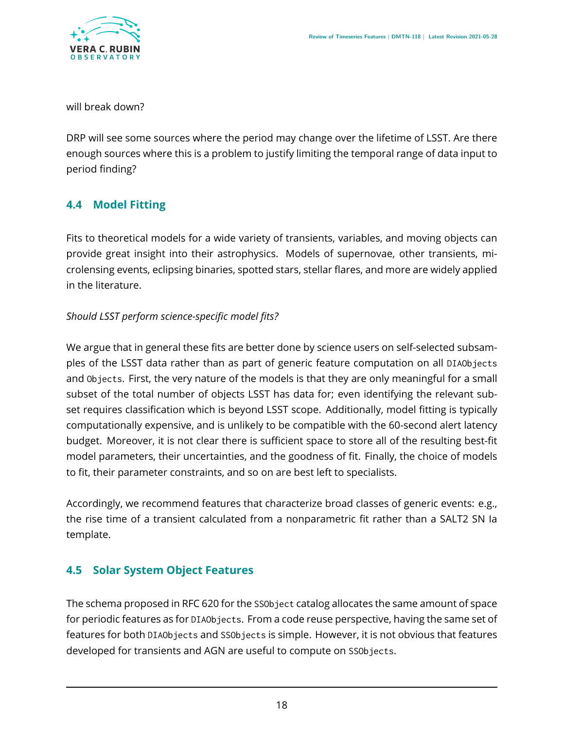will break down?

DRP will see some sources where the period may change over the lifetime of LSST. Are there enough sources where this is a problem to justify limiting the temporal range of data input to period finding?

## 4.4 Model Fitting

Fits to theoretical models for a wide variety of transients, variables, and moving objects can provide great insight into their astrophysics. Models of supernovae, other transients, microlensing events, eclipsing binaries, spotted stars, stellar flares, and more are widely applied in the literature.

*Should LSST perform science-specific model fits?*

We argue that in general these fits are better done by science users on self-selected subsamples of the LSST data rather than as part of generic feature computation on all `DIAObjects` and `Objects`. First, the very nature of the models is that they are only meaningful for a small subset of the total number of objects LSST has data for; even identifying the relevant subset requires classification which is beyond LSST scope. Additionally, model fitting is typically computationally expensive, and is unlikely to be compatible with the 60-second alert latency budget. Moreover, it is not clear there is sufficient space to store all of the resulting best-fit model parameters, their uncertainties, and the goodness of fit. Finally, the choice of models to fit, their parameter constraints, and so on are best left to specialists.

Accordingly, we recommend features that characterize broad classes of generic events: e.g., the rise time of a transient calculated from a nonparametric fit rather than a SALT2 SN Ia template.

## 4.5 Solar System Object Features

The schema proposed in RFC 620 for the `SSObject` catalog allocates the same amount of space for periodic features as for `DIAObjects`. From a code reuse perspective, having the same set of features for both `DIAObjects` and `SSObjects` is simple. However, it is not obvious that features developed for transients and AGN are useful to compute on `SSObjects`.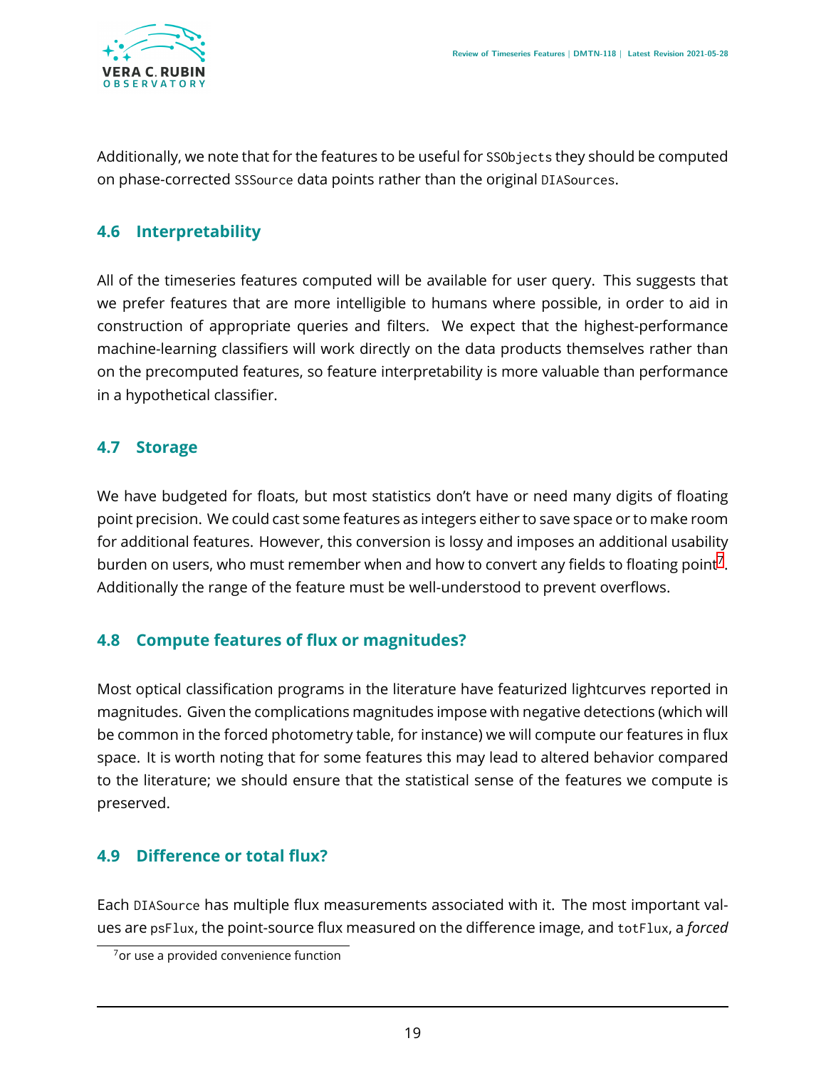Additionally, we note that for the features to be useful for `SSObjects` they should be computed on phase-corrected `SSSource` data points rather than the original `DIASources`.

## 4.6 Interpretability

All of the timeseries features computed will be available for user query. This suggests that we prefer features that are more intelligible to humans where possible, in order to aid in construction of appropriate queries and filters. We expect that the highest-performance machine-learning classifiers will work directly on the data products themselves rather than on the precomputed features, so feature interpretability is more valuable than performance in a hypothetical classifier.

## 4.7 Storage

We have budgeted for floats, but most statistics don't have or need many digits of floating point precision. We could cast some features as integers either to save space or to make room for additional features. However, this conversion is lossy and imposes an additional usability burden on users, who must remember when and how to convert any fields to floating point[7]. Additionally the range of the feature must be well-understood to prevent overflows.

## 4.8 Compute features of flux or magnitudes?

Most optical classification programs in the literature have featurized lightcurves reported in magnitudes. Given the complications magnitudes impose with negative detections (which will be common in the forced photometry table, for instance) we will compute our features in flux space. It is worth noting that for some features this may lead to altered behavior compared to the literature; we should ensure that the statistical sense of the features we compute is preserved.

## 4.9 Difference or total flux?

Each `DIASource` has multiple flux measurements associated with it. The most important values are `psFlux`, the point-source flux measured on the difference image, and `totFlux`, a *forced*

[7] or use a provided convenience function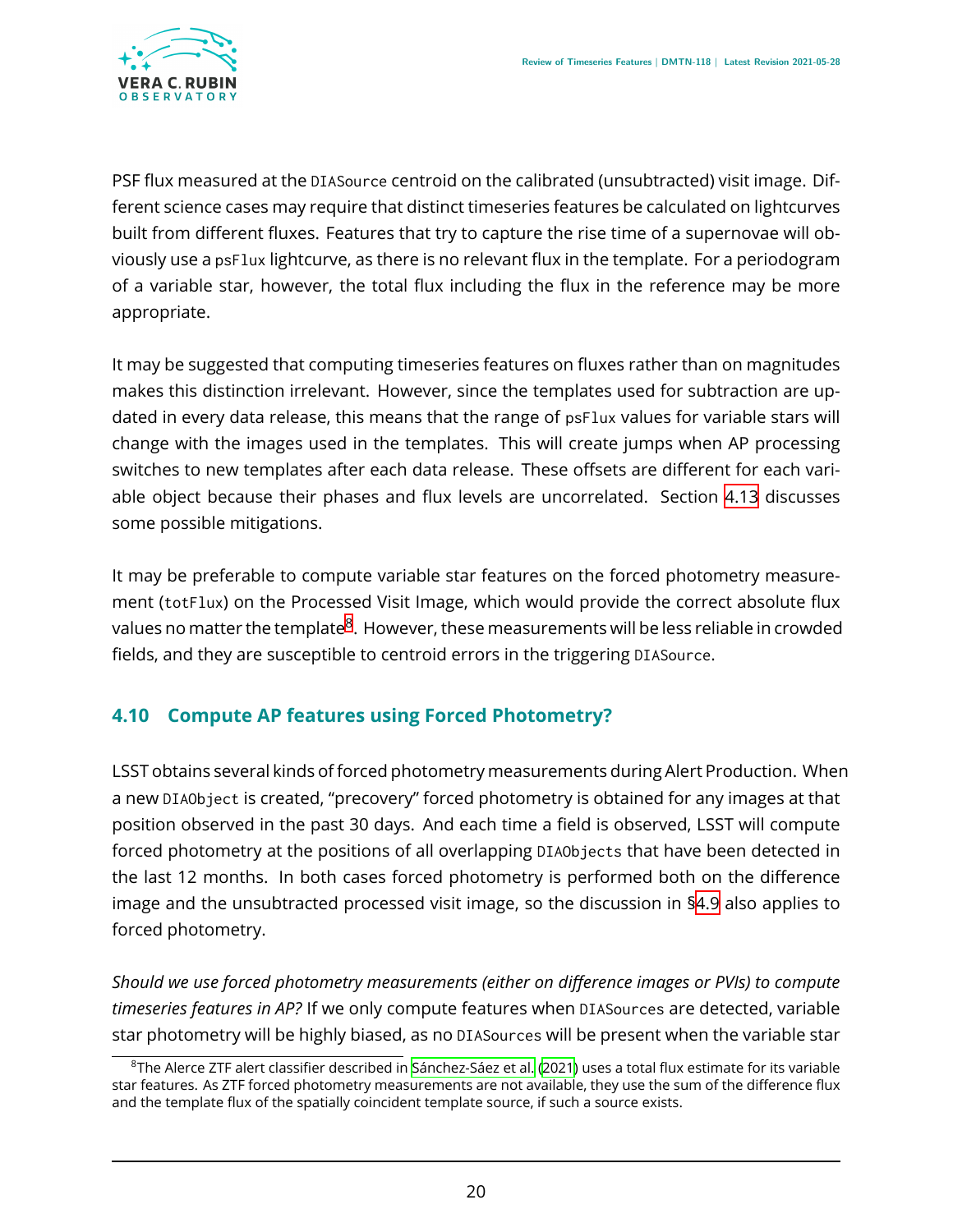PSF flux measured at the DIASource centroid on the calibrated (unsubtracted) visit image. Different science cases may require that distinct timeseries features be calculated on lightcurves built from different fluxes. Features that try to capture the rise time of a supernovae will obviously use a psFlux lightcurve, as there is no relevant flux in the template. For a periodogram of a variable star, however, the total flux including the flux in the reference may be more appropriate.

It may be suggested that computing timeseries features on fluxes rather than on magnitudes makes this distinction irrelevant. However, since the templates used for subtraction are updated in every data release, this means that the range of psFlux values for variable stars will change with the images used in the templates. This will create jumps when AP processing switches to new templates after each data release. These offsets are different for each variable object because their phases and flux levels are uncorrelated. Section 4.13 discusses some possible mitigations.

It may be preferable to compute variable star features on the forced photometry measurement (totFlux) on the Processed Visit Image, which would provide the correct absolute flux values no matter the template[8]. However, these measurements will be less reliable in crowded fields, and they are susceptible to centroid errors in the triggering DIASource.

## 4.10 Compute AP features using Forced Photometry?

LSST obtains several kinds of forced photometry measurements during Alert Production. When a new DIAObject is created, "precovery" forced photometry is obtained for any images at that position observed in the past 30 days. And each time a field is observed, LSST will compute forced photometry at the positions of all overlapping DIAObjects that have been detected in the last 12 months. In both cases forced photometry is performed both on the difference image and the unsubtracted processed visit image, so the discussion in §4.9 also applies to forced photometry.

*Should we use forced photometry measurements (either on difference images or PVIs) to compute timeseries features in AP?* If we only compute features when DIASources are detected, variable star photometry will be highly biased, as no DIASources will be present when the variable star

[8] The Alerce ZTF alert classifier described in Sánchez-Sáez et al. (2021) uses a total flux estimate for its variable star features. As ZTF forced photometry measurements are not available, they use the sum of the difference flux and the template flux of the spatially coincident template source, if such a source exists.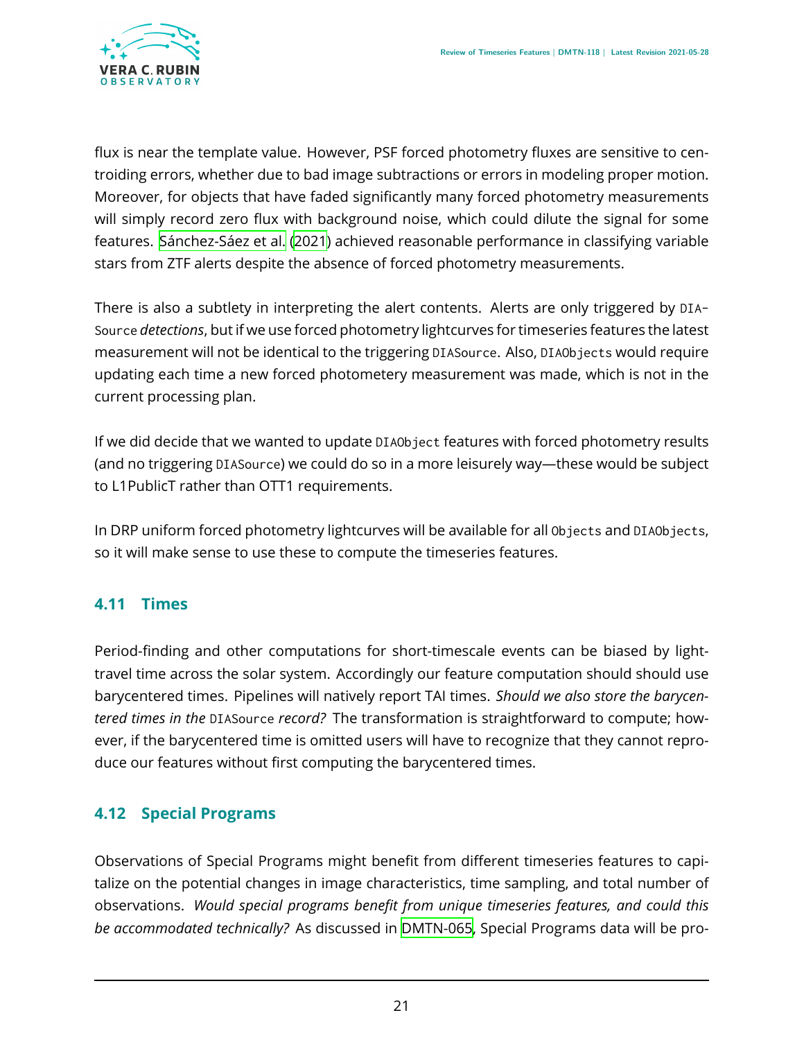flux is near the template value. However, PSF forced photometry fluxes are sensitive to centroiding errors, whether due to bad image subtractions or errors in modeling proper motion. Moreover, for objects that have faded significantly many forced photometry measurements will simply record zero flux with background noise, which could dilute the signal for some features. Sánchez-Sáez et al. (2021) achieved reasonable performance in classifying variable stars from ZTF alerts despite the absence of forced photometry measurements.

There is also a subtlety in interpreting the alert contents. Alerts are only triggered by `DIASource` *detections*, but if we use forced photometry lightcurves for timeseries features the latest measurement will not be identical to the triggering `DIASource`. Also, `DIAObjects` would require updating each time a new forced photometery measurement was made, which is not in the current processing plan.

If we did decide that we wanted to update `DIAObject` features with forced photometry results (and no triggering `DIASource`) we could do so in a more leisurely way—these would be subject to L1PublicT rather than OTT1 requirements.

In DRP uniform forced photometry lightcurves will be available for all `Objects` and `DIAObjects`, so it will make sense to use these to compute the timeseries features.

### 4.11 Times

Period-finding and other computations for short-timescale events can be biased by light-travel time across the solar system. Accordingly our feature computation should should use barycentered times. Pipelines will natively report TAI times. *Should we also store the barycentered times in the* `DIASource` *record?* The transformation is straightforward to compute; however, if the barycentered time is omitted users will have to recognize that they cannot reproduce our features without first computing the barycentered times.

### 4.12 Special Programs

Observations of Special Programs might benefit from different timeseries features to capitalize on the potential changes in image characteristics, time sampling, and total number of observations. *Would special programs benefit from unique timeseries features, and could this be accommodated technically?* As discussed in DMTN-065, Special Programs data will be pro-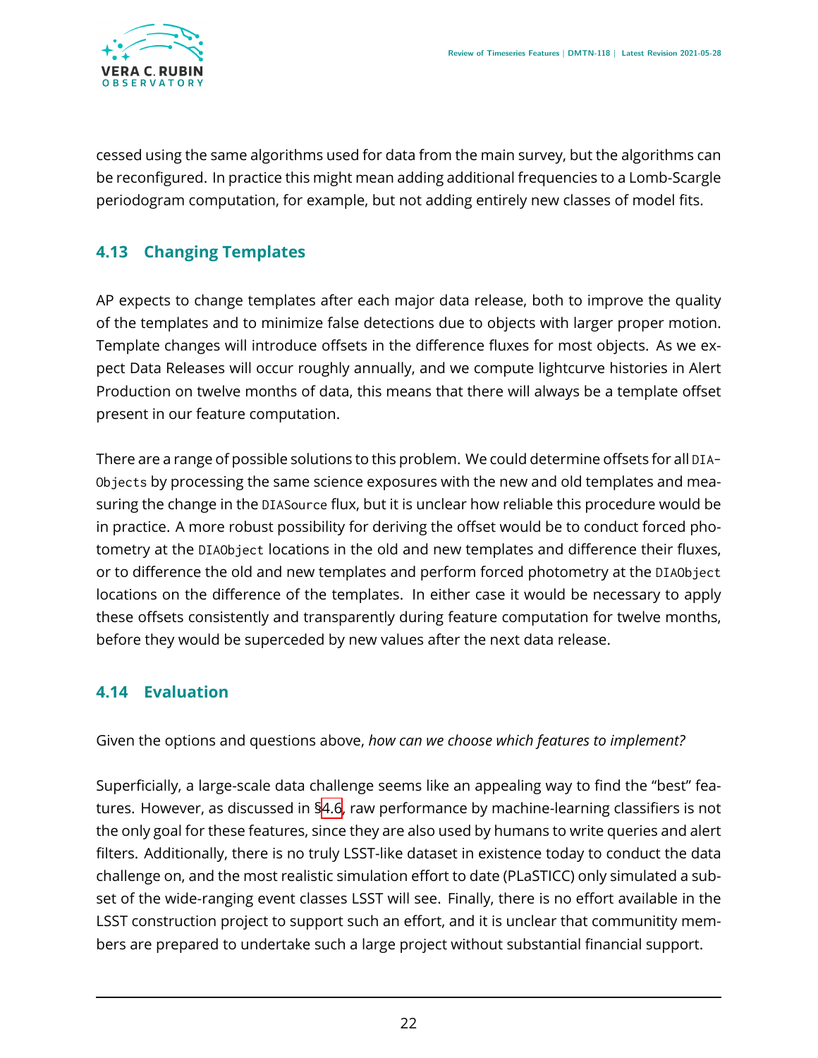cessed using the same algorithms used for data from the main survey, but the algorithms can be reconfigured. In practice this might mean adding additional frequencies to a Lomb-Scargle periodogram computation, for example, but not adding entirely new classes of model fits.

## 4.13 Changing Templates

AP expects to change templates after each major data release, both to improve the quality of the templates and to minimize false detections due to objects with larger proper motion. Template changes will introduce offsets in the difference fluxes for most objects. As we expect Data Releases will occur roughly annually, and we compute lightcurve histories in Alert Production on twelve months of data, this means that there will always be a template offset present in our feature computation.

There are a range of possible solutions to this problem. We could determine offsets for all `DIAObjects` by processing the same science exposures with the new and old templates and measuring the change in the `DIASource` flux, but it is unclear how reliable this procedure would be in practice. A more robust possibility for deriving the offset would be to conduct forced photometry at the `DIAObject` locations in the old and new templates and difference their fluxes, or to difference the old and new templates and perform forced photometry at the `DIAObject` locations on the difference of the templates. In either case it would be necessary to apply these offsets consistently and transparently during feature computation for twelve months, before they would be superceded by new values after the next data release.

## 4.14 Evaluation

Given the options and questions above, *how can we choose which features to implement?*

Superficially, a large-scale data challenge seems like an appealing way to find the "best" features. However, as discussed in §4.6, raw performance by machine-learning classifiers is not the only goal for these features, since they are also used by humans to write queries and alert filters. Additionally, there is no truly LSST-like dataset in existence today to conduct the data challenge on, and the most realistic simulation effort to date (PLaSTICC) only simulated a subset of the wide-ranging event classes LSST will see. Finally, there is no effort available in the LSST construction project to support such an effort, and it is unclear that communitity members are prepared to undertake such a large project without substantial financial support.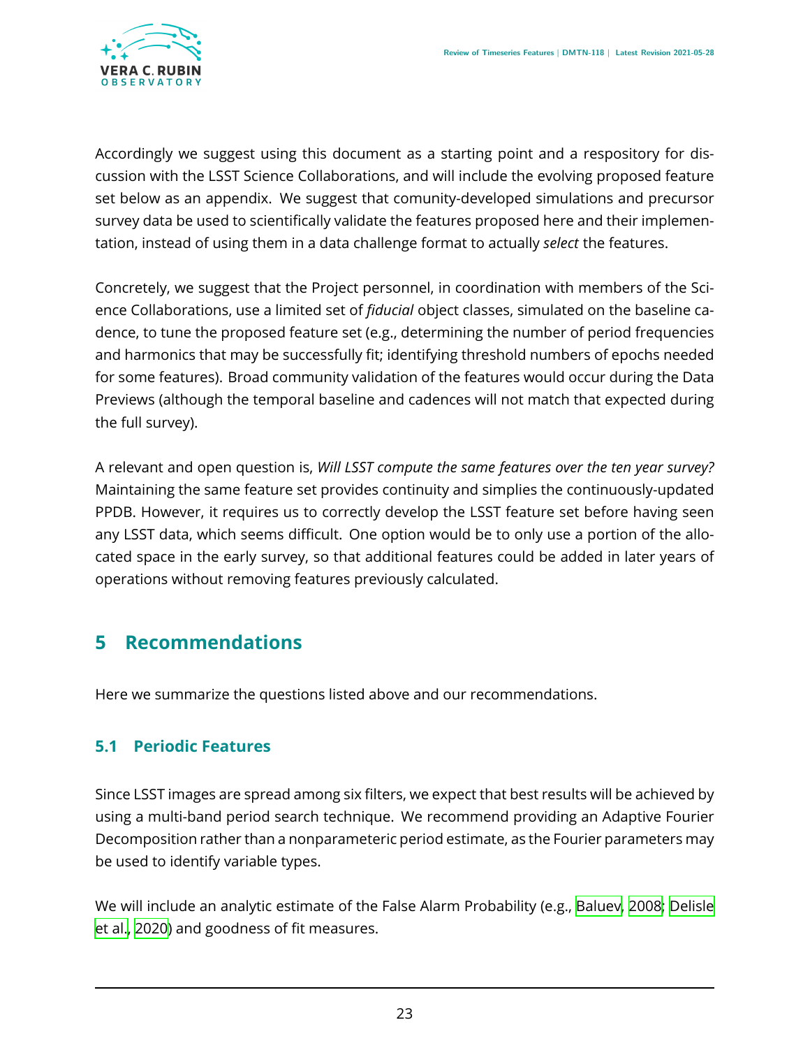Accordingly we suggest using this document as a starting point and a respository for discussion with the LSST Science Collaborations, and will include the evolving proposed feature set below as an appendix. We suggest that comunity-developed simulations and precursor survey data be used to scientifically validate the features proposed here and their implementation, instead of using them in a data challenge format to actually *select* the features.

Concretely, we suggest that the Project personnel, in coordination with members of the Science Collaborations, use a limited set of *fiducial* object classes, simulated on the baseline cadence, to tune the proposed feature set (e.g., determining the number of period frequencies and harmonics that may be successfully fit; identifying threshold numbers of epochs needed for some features). Broad community validation of the features would occur during the Data Previews (although the temporal baseline and cadences will not match that expected during the full survey).

A relevant and open question is, *Will LSST compute the same features over the ten year survey?* Maintaining the same feature set provides continuity and simplies the continuously-updated PPDB. However, it requires us to correctly develop the LSST feature set before having seen any LSST data, which seems difficult. One option would be to only use a portion of the allocated space in the early survey, so that additional features could be added in later years of operations without removing features previously calculated.

## 5 Recommendations

Here we summarize the questions listed above and our recommendations.

### 5.1 Periodic Features

Since LSST images are spread among six filters, we expect that best results will be achieved by using a multi-band period search technique. We recommend providing an Adaptive Fourier Decomposition rather than a nonparameteric period estimate, as the Fourier parameters may be used to identify variable types.

We will include an analytic estimate of the False Alarm Probability (e.g., Baluev, 2008; Delisle et al., 2020) and goodness of fit measures.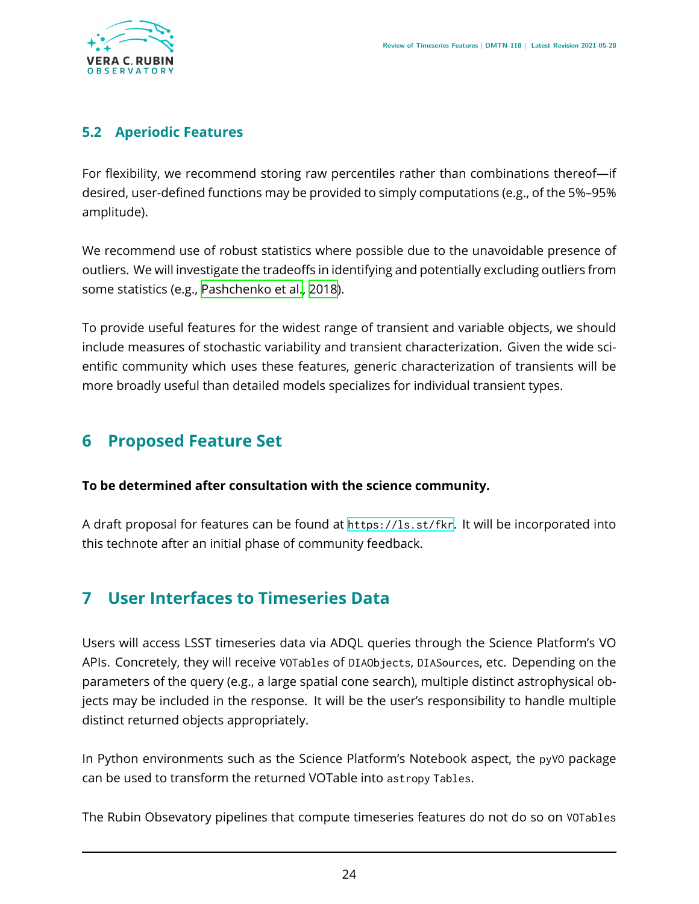### 5.2 Aperiodic Features

For flexibility, we recommend storing raw percentiles rather than combinations thereof—if desired, user-defined functions may be provided to simply computations (e.g., of the 5%–95% amplitude).

We recommend use of robust statistics where possible due to the unavoidable presence of outliers. We will investigate the tradeoffs in identifying and potentially excluding outliers from some statistics (e.g., Pashchenko et al., 2018).

To provide useful features for the widest range of transient and variable objects, we should include measures of stochastic variability and transient characterization. Given the wide scientific community which uses these features, generic characterization of transients will be more broadly useful than detailed models specializes for individual transient types.

## 6 Proposed Feature Set

**To be determined after consultation with the science community.**

A draft proposal for features can be found at `https://ls.st/fkr`. It will be incorporated into this technote after an initial phase of community feedback.

## 7 User Interfaces to Timeseries Data

Users will access LSST timeseries data via ADQL queries through the Science Platform's VO APIs. Concretely, they will receive `VOTables` of `DIAObjects`, `DIASources`, etc. Depending on the parameters of the query (e.g., a large spatial cone search), multiple distinct astrophysical objects may be included in the response. It will be the user's responsibility to handle multiple distinct returned objects appropriately.

In Python environments such as the Science Platform's Notebook aspect, the `pyVO` package can be used to transform the returned VOTable into `astropy Tables`.

The Rubin Obsevatory pipelines that compute timeseries features do not do so on `VOTables`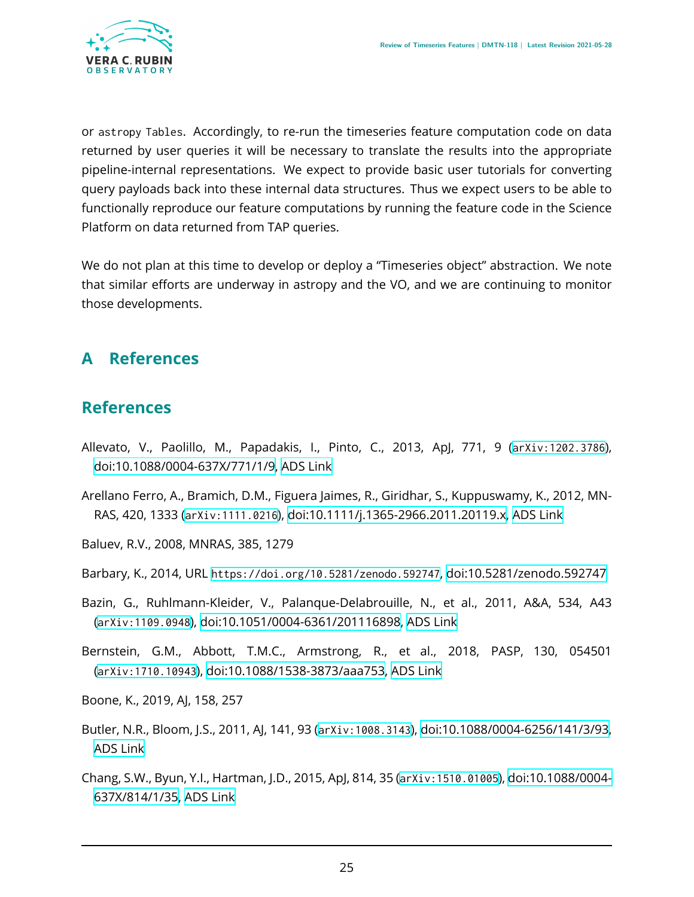or astropy Tables. Accordingly, to re-run the timeseries feature computation code on data returned by user queries it will be necessary to translate the results into the appropriate pipeline-internal representations. We expect to provide basic user tutorials for converting query payloads back into these internal data structures. Thus we expect users to be able to functionally reproduce our feature computations by running the feature code in the Science Platform on data returned from TAP queries.

We do not plan at this time to develop or deploy a "Timeseries object" abstraction. We note that similar efforts are underway in astropy and the VO, and we are continuing to monitor those developments.

# A References

## References

Allevato, V., Paolillo, M., Papadakis, I., Pinto, C., 2013, ApJ, 771, 9 (arXiv:1202.3786), doi:10.1088/0004-637X/771/1/9, ADS Link

Arellano Ferro, A., Bramich, D.M., Figuera Jaimes, R., Giridhar, S., Kuppuswamy, K., 2012, MNRAS, 420, 1333 (arXiv:1111.0216), doi:10.1111/j.1365-2966.2011.20119.x, ADS Link

Baluev, R.V., 2008, MNRAS, 385, 1279

Barbary, K., 2014, URL https://doi.org/10.5281/zenodo.592747, doi:10.5281/zenodo.592747

Bazin, G., Ruhlmann-Kleider, V., Palanque-Delabrouille, N., et al., 2011, A&A, 534, A43 (arXiv:1109.0948), doi:10.1051/0004-6361/201116898, ADS Link

Bernstein, G.M., Abbott, T.M.C., Armstrong, R., et al., 2018, PASP, 130, 054501 (arXiv:1710.10943), doi:10.1088/1538-3873/aaa753, ADS Link

Boone, K., 2019, AJ, 158, 257

Butler, N.R., Bloom, J.S., 2011, AJ, 141, 93 (arXiv:1008.3143), doi:10.1088/0004-6256/141/3/93, ADS Link

Chang, S.W., Byun, Y.I., Hartman, J.D., 2015, ApJ, 814, 35 (arXiv:1510.01005), doi:10.1088/0004-637X/814/1/35, ADS Link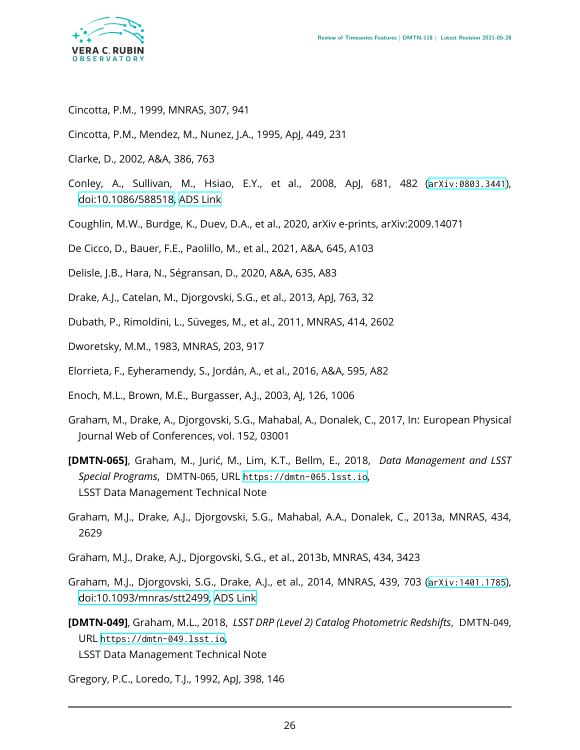Cincotta, P.M., 1999, MNRAS, 307, 941

Cincotta, P.M., Mendez, M., Nunez, J.A., 1995, ApJ, 449, 231

Clarke, D., 2002, A&A, 386, 763

Conley, A., Sullivan, M., Hsiao, E.Y., et al., 2008, ApJ, 681, 482 (arXiv:0803.3441), doi:10.1086/588518, ADS Link

Coughlin, M.W., Burdge, K., Duev, D.A., et al., 2020, arXiv e-prints, arXiv:2009.14071

De Cicco, D., Bauer, F.E., Paolillo, M., et al., 2021, A&A, 645, A103

Delisle, J.B., Hara, N., Ségransan, D., 2020, A&A, 635, A83

Drake, A.J., Catelan, M., Djorgovski, S.G., et al., 2013, ApJ, 763, 32

Dubath, P., Rimoldini, L., Süveges, M., et al., 2011, MNRAS, 414, 2602

Dworetsky, M.M., 1983, MNRAS, 203, 917

Elorrieta, F., Eyheramendy, S., Jordán, A., et al., 2016, A&A, 595, A82

Enoch, M.L., Brown, M.E., Burgasser, A.J., 2003, AJ, 126, 1006

Graham, M., Drake, A., Djorgovski, S.G., Mahabal, A., Donalek, C., 2017, In: European Physical Journal Web of Conferences, vol. 152, 03001

**[DMTN-065]**, Graham, M., Jurić, M., Lim, K.T., Bellm, E., 2018, *Data Management and LSST Special Programs*, DMTN-065, URL https://dmtn-065.lsst.io, LSST Data Management Technical Note

Graham, M.J., Drake, A.J., Djorgovski, S.G., Mahabal, A.A., Donalek, C., 2013a, MNRAS, 434, 2629

Graham, M.J., Drake, A.J., Djorgovski, S.G., et al., 2013b, MNRAS, 434, 3423

Graham, M.J., Djorgovski, S.G., Drake, A.J., et al., 2014, MNRAS, 439, 703 (arXiv:1401.1785), doi:10.1093/mnras/stt2499, ADS Link

**[DMTN-049]**, Graham, M.L., 2018, *LSST DRP (Level 2) Catalog Photometric Redshifts*, DMTN-049, URL https://dmtn-049.lsst.io, LSST Data Management Technical Note

Gregory, P.C., Loredo, T.J., 1992, ApJ, 398, 146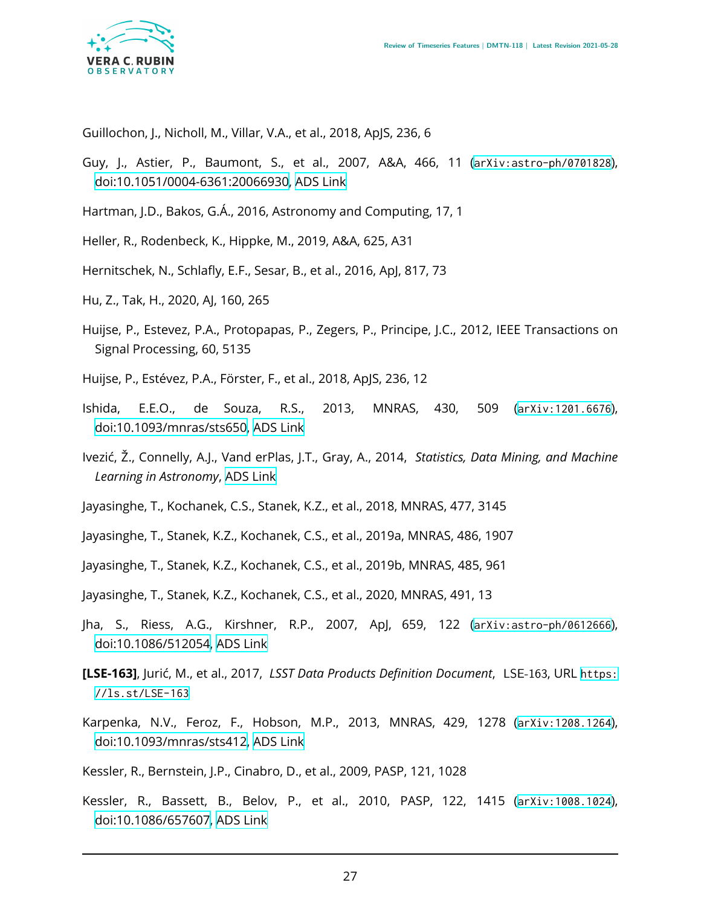Guillochon, J., Nicholl, M., Villar, V.A., et al., 2018, ApJS, 236, 6

Guy, J., Astier, P., Baumont, S., et al., 2007, A&A, 466, 11 (arXiv:astro-ph/0701828), doi:10.1051/0004-6361:20066930, ADS Link

Hartman, J.D., Bakos, G.Á., 2016, Astronomy and Computing, 17, 1

Heller, R., Rodenbeck, K., Hippke, M., 2019, A&A, 625, A31

Hernitschek, N., Schlafly, E.F., Sesar, B., et al., 2016, ApJ, 817, 73

Hu, Z., Tak, H., 2020, AJ, 160, 265

Huijse, P., Estevez, P.A., Protopapas, P., Zegers, P., Principe, J.C., 2012, IEEE Transactions on Signal Processing, 60, 5135

Huijse, P., Estévez, P.A., Förster, F., et al., 2018, ApJS, 236, 12

Ishida, E.E.O., de Souza, R.S., 2013, MNRAS, 430, 509 (arXiv:1201.6676), doi:10.1093/mnras/sts650, ADS Link

Ivezić, Ž., Connelly, A.J., Vand erPlas, J.T., Gray, A., 2014, *Statistics, Data Mining, and Machine Learning in Astronomy*, ADS Link

Jayasinghe, T., Kochanek, C.S., Stanek, K.Z., et al., 2018, MNRAS, 477, 3145

Jayasinghe, T., Stanek, K.Z., Kochanek, C.S., et al., 2019a, MNRAS, 486, 1907

Jayasinghe, T., Stanek, K.Z., Kochanek, C.S., et al., 2019b, MNRAS, 485, 961

Jayasinghe, T., Stanek, K.Z., Kochanek, C.S., et al., 2020, MNRAS, 491, 13

Jha, S., Riess, A.G., Kirshner, R.P., 2007, ApJ, 659, 122 (arXiv:astro-ph/0612666), doi:10.1086/512054, ADS Link

**[LSE-163]**, Jurić, M., et al., 2017, *LSST Data Products Definition Document*, LSE-163, URL https://ls.st/LSE-163

Karpenka, N.V., Feroz, F., Hobson, M.P., 2013, MNRAS, 429, 1278 (arXiv:1208.1264), doi:10.1093/mnras/sts412, ADS Link

Kessler, R., Bernstein, J.P., Cinabro, D., et al., 2009, PASP, 121, 1028

Kessler, R., Bassett, B., Belov, P., et al., 2010, PASP, 122, 1415 (arXiv:1008.1024), doi:10.1086/657607, ADS Link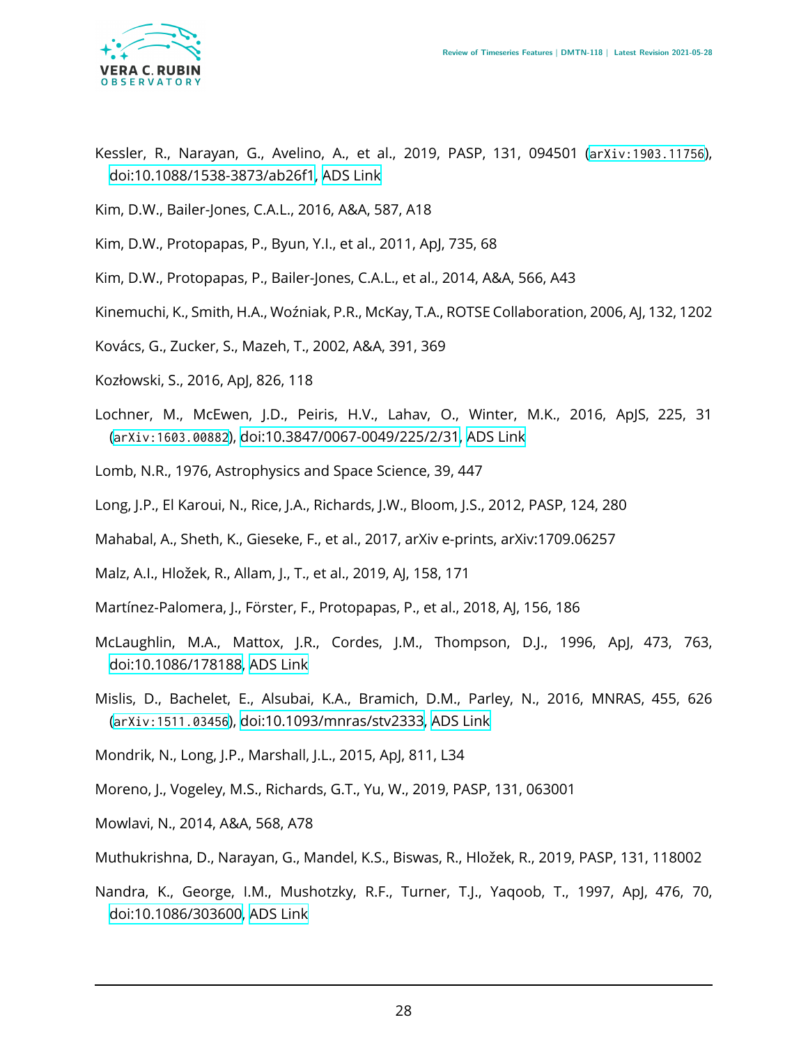Kessler, R., Narayan, G., Avelino, A., et al., 2019, PASP, 131, 094501 (arXiv:1903.11756), doi:10.1088/1538-3873/ab26f1, ADS Link

Kim, D.W., Bailer-Jones, C.A.L., 2016, A&A, 587, A18

Kim, D.W., Protopapas, P., Byun, Y.I., et al., 2011, ApJ, 735, 68

Kim, D.W., Protopapas, P., Bailer-Jones, C.A.L., et al., 2014, A&A, 566, A43

Kinemuchi, K., Smith, H.A., Woźniak, P.R., McKay, T.A., ROTSE Collaboration, 2006, AJ, 132, 1202

Kovács, G., Zucker, S., Mazeh, T., 2002, A&A, 391, 369

Kozłowski, S., 2016, ApJ, 826, 118

Lochner, M., McEwen, J.D., Peiris, H.V., Lahav, O., Winter, M.K., 2016, ApJS, 225, 31 (arXiv:1603.00882), doi:10.3847/0067-0049/225/2/31, ADS Link

Lomb, N.R., 1976, Astrophysics and Space Science, 39, 447

Long, J.P., El Karoui, N., Rice, J.A., Richards, J.W., Bloom, J.S., 2012, PASP, 124, 280

Mahabal, A., Sheth, K., Gieseke, F., et al., 2017, arXiv e-prints, arXiv:1709.06257

Malz, A.I., Hložek, R., Allam, J., T., et al., 2019, AJ, 158, 171

Martínez-Palomera, J., Förster, F., Protopapas, P., et al., 2018, AJ, 156, 186

McLaughlin, M.A., Mattox, J.R., Cordes, J.M., Thompson, D.J., 1996, ApJ, 473, 763, doi:10.1086/178188, ADS Link

Mislis, D., Bachelet, E., Alsubai, K.A., Bramich, D.M., Parley, N., 2016, MNRAS, 455, 626 (arXiv:1511.03456), doi:10.1093/mnras/stv2333, ADS Link

Mondrik, N., Long, J.P., Marshall, J.L., 2015, ApJ, 811, L34

Moreno, J., Vogeley, M.S., Richards, G.T., Yu, W., 2019, PASP, 131, 063001

Mowlavi, N., 2014, A&A, 568, A78

Muthukrishna, D., Narayan, G., Mandel, K.S., Biswas, R., Hložek, R., 2019, PASP, 131, 118002

Nandra, K., George, I.M., Mushotzky, R.F., Turner, T.J., Yaqoob, T., 1997, ApJ, 476, 70, doi:10.1086/303600, ADS Link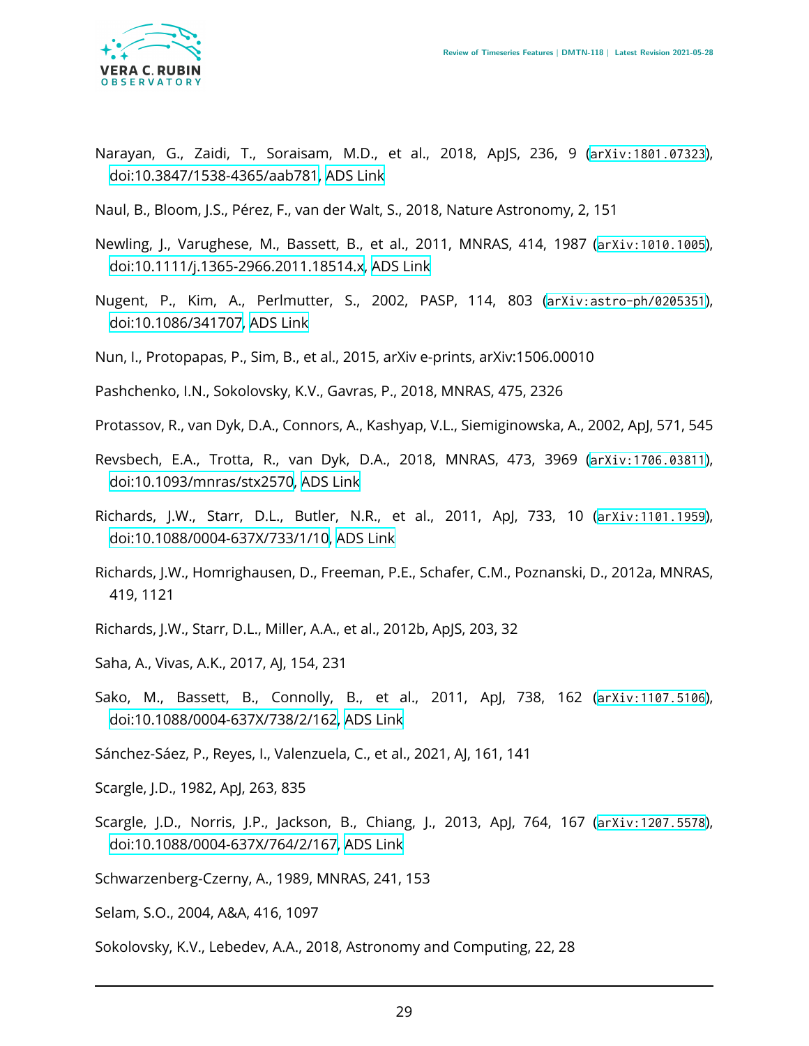Narayan, G., Zaidi, T., Soraisam, M.D., et al., 2018, ApJS, 236, 9 (arXiv:1801.07323), doi:10.3847/1538-4365/aab781, ADS Link

Naul, B., Bloom, J.S., Pérez, F., van der Walt, S., 2018, Nature Astronomy, 2, 151

Newling, J., Varughese, M., Bassett, B., et al., 2011, MNRAS, 414, 1987 (arXiv:1010.1005), doi:10.1111/j.1365-2966.2011.18514.x, ADS Link

Nugent, P., Kim, A., Perlmutter, S., 2002, PASP, 114, 803 (arXiv:astro-ph/0205351), doi:10.1086/341707, ADS Link

Nun, I., Protopapas, P., Sim, B., et al., 2015, arXiv e-prints, arXiv:1506.00010

Pashchenko, I.N., Sokolovsky, K.V., Gavras, P., 2018, MNRAS, 475, 2326

Protassov, R., van Dyk, D.A., Connors, A., Kashyap, V.L., Siemiginowska, A., 2002, ApJ, 571, 545

Revsbech, E.A., Trotta, R., van Dyk, D.A., 2018, MNRAS, 473, 3969 (arXiv:1706.03811), doi:10.1093/mnras/stx2570, ADS Link

Richards, J.W., Starr, D.L., Butler, N.R., et al., 2011, ApJ, 733, 10 (arXiv:1101.1959), doi:10.1088/0004-637X/733/1/10, ADS Link

Richards, J.W., Homrighausen, D., Freeman, P.E., Schafer, C.M., Poznanski, D., 2012a, MNRAS, 419, 1121

Richards, J.W., Starr, D.L., Miller, A.A., et al., 2012b, ApJS, 203, 32

Saha, A., Vivas, A.K., 2017, AJ, 154, 231

Sako, M., Bassett, B., Connolly, B., et al., 2011, ApJ, 738, 162 (arXiv:1107.5106), doi:10.1088/0004-637X/738/2/162, ADS Link

Sánchez-Sáez, P., Reyes, I., Valenzuela, C., et al., 2021, AJ, 161, 141

Scargle, J.D., 1982, ApJ, 263, 835

Scargle, J.D., Norris, J.P., Jackson, B., Chiang, J., 2013, ApJ, 764, 167 (arXiv:1207.5578), doi:10.1088/0004-637X/764/2/167, ADS Link

Schwarzenberg-Czerny, A., 1989, MNRAS, 241, 153

Selam, S.O., 2004, A&A, 416, 1097

Sokolovsky, K.V., Lebedev, A.A., 2018, Astronomy and Computing, 22, 28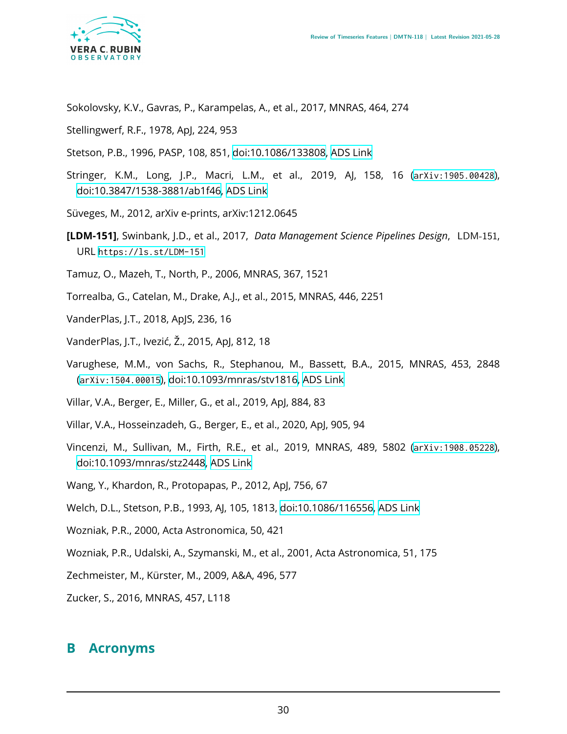Sokolovsky, K.V., Gavras, P., Karampelas, A., et al., 2017, MNRAS, 464, 274

Stellingwerf, R.F., 1978, ApJ, 224, 953

Stetson, P.B., 1996, PASP, 108, 851, doi:10.1086/133808, ADS Link

Stringer, K.M., Long, J.P., Macri, L.M., et al., 2019, AJ, 158, 16 (arXiv:1905.00428), doi:10.3847/1538-3881/ab1f46, ADS Link

Süveges, M., 2012, arXiv e-prints, arXiv:1212.0645

**[LDM-151]**, Swinbank, J.D., et al., 2017, *Data Management Science Pipelines Design*, LDM-151, URL https://ls.st/LDM-151

Tamuz, O., Mazeh, T., North, P., 2006, MNRAS, 367, 1521

Torrealba, G., Catelan, M., Drake, A.J., et al., 2015, MNRAS, 446, 2251

VanderPlas, J.T., 2018, ApJS, 236, 16

VanderPlas, J.T., Ivezić, Ž., 2015, ApJ, 812, 18

Varughese, M.M., von Sachs, R., Stephanou, M., Bassett, B.A., 2015, MNRAS, 453, 2848 (arXiv:1504.00015), doi:10.1093/mnras/stv1816, ADS Link

Villar, V.A., Berger, E., Miller, G., et al., 2019, ApJ, 884, 83

Villar, V.A., Hosseinzadeh, G., Berger, E., et al., 2020, ApJ, 905, 94

Vincenzi, M., Sullivan, M., Firth, R.E., et al., 2019, MNRAS, 489, 5802 (arXiv:1908.05228), doi:10.1093/mnras/stz2448, ADS Link

Wang, Y., Khardon, R., Protopapas, P., 2012, ApJ, 756, 67

Welch, D.L., Stetson, P.B., 1993, AJ, 105, 1813, doi:10.1086/116556, ADS Link

Wozniak, P.R., 2000, Acta Astronomica, 50, 421

Wozniak, P.R., Udalski, A., Szymanski, M., et al., 2001, Acta Astronomica, 51, 175

Zechmeister, M., Kürster, M., 2009, A&A, 496, 577

Zucker, S., 2016, MNRAS, 457, L118

# B Acronyms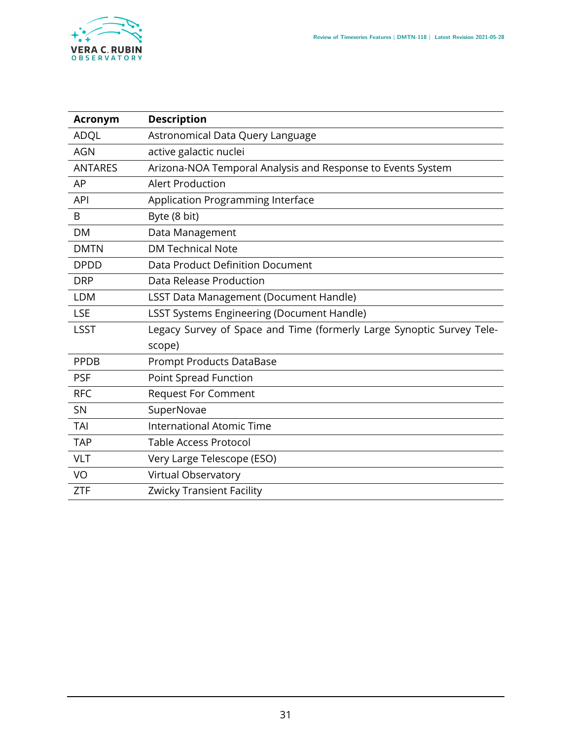| Acronym | Description |
| --- | --- |
| ADQL | Astronomical Data Query Language |
| AGN | active galactic nuclei |
| ANTARES | Arizona-NOA Temporal Analysis and Response to Events System |
| AP | Alert Production |
| API | Application Programming Interface |
| B | Byte (8 bit) |
| DM | Data Management |
| DMTN | DM Technical Note |
| DPDD | Data Product Definition Document |
| DRP | Data Release Production |
| LDM | LSST Data Management (Document Handle) |
| LSE | LSST Systems Engineering (Document Handle) |
| LSST | Legacy Survey of Space and Time (formerly Large Synoptic Survey Telescope) |
| PPDB | Prompt Products DataBase |
| PSF | Point Spread Function |
| RFC | Request For Comment |
| SN | SuperNovae |
| TAI | International Atomic Time |
| TAP | Table Access Protocol |
| VLT | Very Large Telescope (ESO) |
| VO | Virtual Observatory |
| ZTF | Zwicky Transient Facility |